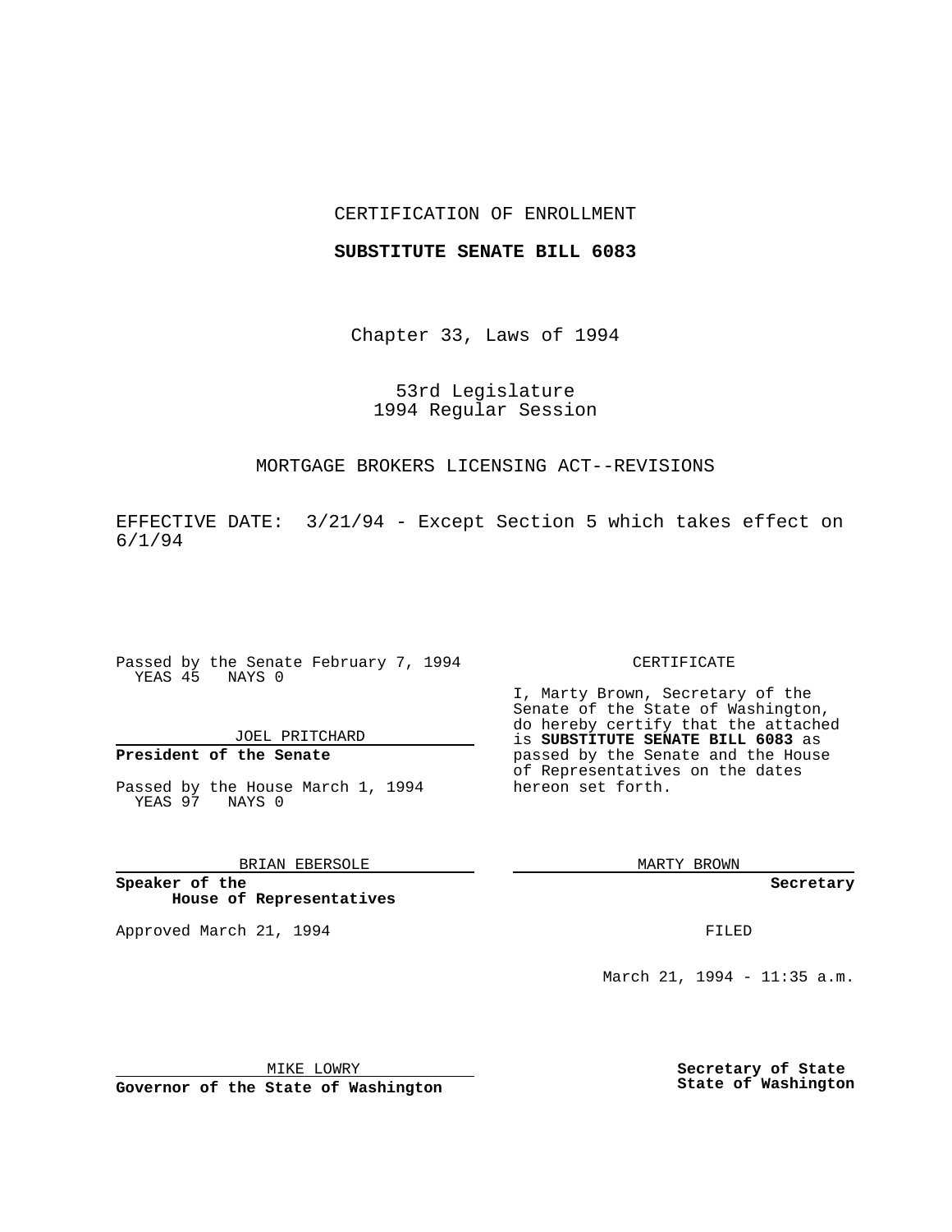CERTIFICATION OF ENROLLMENT

**SUBSTITUTE SENATE BILL 6083**

Chapter 33, Laws of 1994

53rd Legislature
1994 Regular Session

MORTGAGE BROKERS LICENSING ACT--REVISIONS

EFFECTIVE DATE: 3/21/94 - Except Section 5 which takes effect on 6/1/94

Passed by the Senate February 7, 1994
YEAS 45 NAYS 0

JOEL PRITCHARD

**President of the Senate**

Passed by the House March 1, 1994
YEAS 97 NAYS 0

BRIAN EBERSOLE

**Speaker of the House of Representatives**

Approved March 21, 1994

MIKE LOWRY

**Governor of the State of Washington**

CERTIFICATE

I, Marty Brown, Secretary of the Senate of the State of Washington, do hereby certify that the attached is **SUBSTITUTE SENATE BILL 6083** as passed by the Senate and the House of Representatives on the dates hereon set forth.

MARTY BROWN

**Secretary**

FILED

March 21, 1994 - 11:35 a.m.

**Secretary of State**
**State of Washington**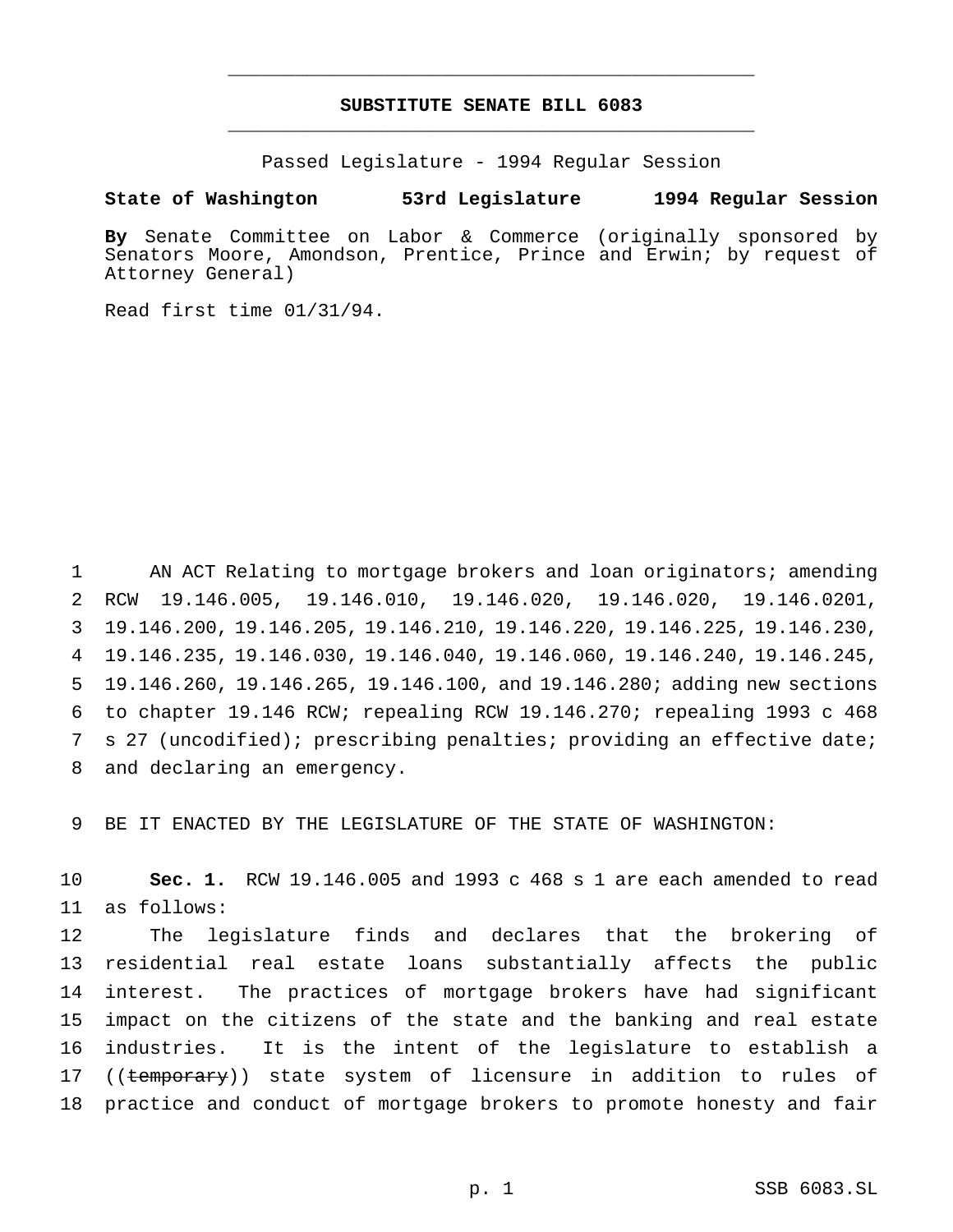# SUBSTITUTE SENATE BILL 6083

Passed Legislature - 1994 Regular Session

**State of Washington 53rd Legislature 1994 Regular Session**

**By** Senate Committee on Labor & Commerce (originally sponsored by Senators Moore, Amondson, Prentice, Prince and Erwin; by request of Attorney General)

Read first time 01/31/94.

1 AN ACT Relating to mortgage brokers and loan originators; amending
2 RCW 19.146.005, 19.146.010, 19.146.020, 19.146.020, 19.146.0201,
3 19.146.200, 19.146.205, 19.146.210, 19.146.220, 19.146.225, 19.146.230,
4 19.146.235, 19.146.030, 19.146.040, 19.146.060, 19.146.240, 19.146.245,
5 19.146.260, 19.146.265, 19.146.100, and 19.146.280; adding new sections
6 to chapter 19.146 RCW; repealing RCW 19.146.270; repealing 1993 c 468
7 s 27 (uncodified); prescribing penalties; providing an effective date;
8 and declaring an emergency.

9 BE IT ENACTED BY THE LEGISLATURE OF THE STATE OF WASHINGTON:

10 **Sec. 1.** RCW 19.146.005 and 1993 c 468 s 1 are each amended to read
11 as follows:

12 The legislature finds and declares that the brokering of
13 residential real estate loans substantially affects the public
14 interest. The practices of mortgage brokers have had significant
15 impact on the citizens of the state and the banking and real estate
16 industries. It is the intent of the legislature to establish a
17 ((~~temporary~~)) state system of licensure in addition to rules of
18 practice and conduct of mortgage brokers to promote honesty and fair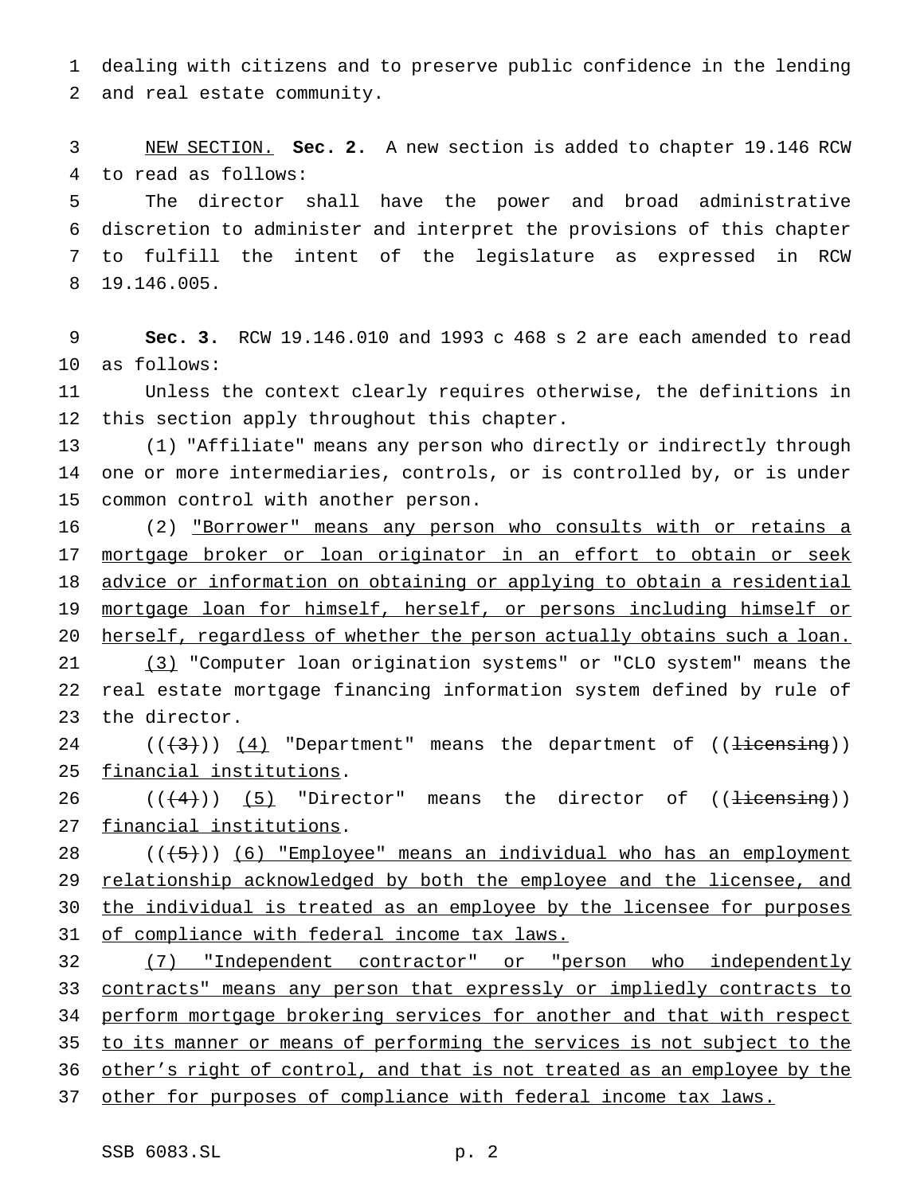dealing with citizens and to preserve public confidence in the lending and real estate community.

NEW SECTION. **Sec. 2.** A new section is added to chapter 19.146 RCW to read as follows:

The director shall have the power and broad administrative discretion to administer and interpret the provisions of this chapter to fulfill the intent of the legislature as expressed in RCW 19.146.005.

**Sec. 3.** RCW 19.146.010 and 1993 c 468 s 2 are each amended to read as follows:

Unless the context clearly requires otherwise, the definitions in this section apply throughout this chapter.

(1) "Affiliate" means any person who directly or indirectly through one or more intermediaries, controls, or is controlled by, or is under common control with another person.

(2) "Borrower" means any person who consults with or retains a mortgage broker or loan originator in an effort to obtain or seek advice or information on obtaining or applying to obtain a residential mortgage loan for himself, herself, or persons including himself or herself, regardless of whether the person actually obtains such a loan.

(3) "Computer loan origination systems" or "CLO system" means the real estate mortgage financing information system defined by rule of the director.

~~((3))~~ (4) "Department" means the department of ~~((licensing))~~ financial institutions.

~~((4))~~ (5) "Director" means the director of ~~((licensing))~~ financial institutions.

~~((5))~~ (6) "Employee" means an individual who has an employment relationship acknowledged by both the employee and the licensee, and the individual is treated as an employee by the licensee for purposes of compliance with federal income tax laws.

(7) "Independent contractor" or "person who independently contracts" means any person that expressly or impliedly contracts to perform mortgage brokering services for another and that with respect to its manner or means of performing the services is not subject to the other's right of control, and that is not treated as an employee by the other for purposes of compliance with federal income tax laws.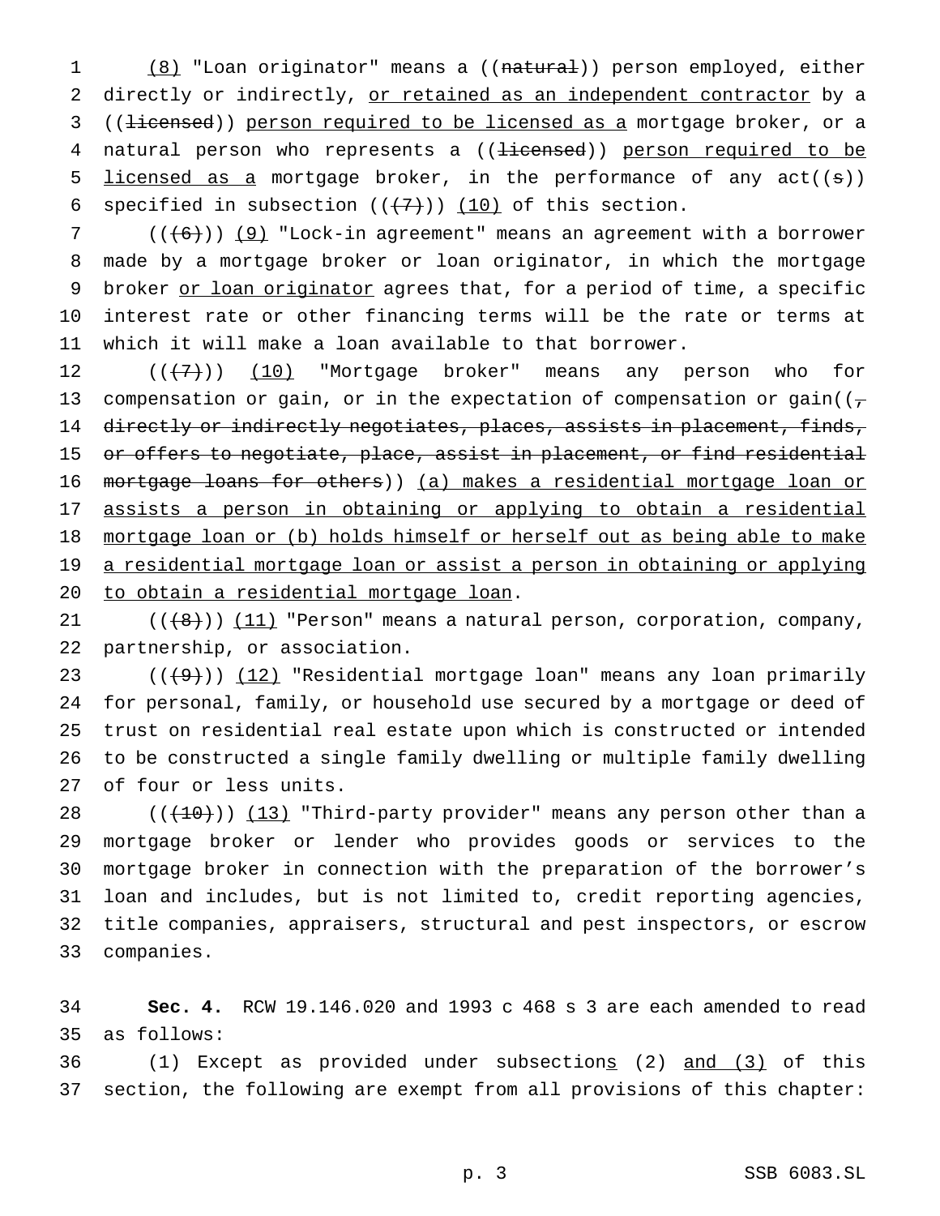(8) "Loan originator" means a ((natural)) person employed, either directly or indirectly, or retained as an independent contractor by a ((licensed)) person required to be licensed as a mortgage broker, or a natural person who represents a ((licensed)) person required to be licensed as a mortgage broker, in the performance of any act((s)) specified in subsection (((7))) (10) of this section.

(((6))) (9) "Lock-in agreement" means an agreement with a borrower made by a mortgage broker or loan originator, in which the mortgage broker or loan originator agrees that, for a period of time, a specific interest rate or other financing terms will be the rate or terms at which it will make a loan available to that borrower.

(((7))) (10) "Mortgage broker" means any person who for compensation or gain, or in the expectation of compensation or gain((, directly or indirectly negotiates, places, assists in placement, finds, or offers to negotiate, place, assist in placement, or find residential mortgage loans for others)) (a) makes a residential mortgage loan or assists a person in obtaining or applying to obtain a residential mortgage loan or (b) holds himself or herself out as being able to make a residential mortgage loan or assist a person in obtaining or applying to obtain a residential mortgage loan.

(((8))) (11) "Person" means a natural person, corporation, company, partnership, or association.

(((9))) (12) "Residential mortgage loan" means any loan primarily for personal, family, or household use secured by a mortgage or deed of trust on residential real estate upon which is constructed or intended to be constructed a single family dwelling or multiple family dwelling of four or less units.

(((10))) (13) "Third-party provider" means any person other than a mortgage broker or lender who provides goods or services to the mortgage broker in connection with the preparation of the borrower's loan and includes, but is not limited to, credit reporting agencies, title companies, appraisers, structural and pest inspectors, or escrow companies.

**Sec. 4.** RCW 19.146.020 and 1993 c 468 s 3 are each amended to read as follows:

(1) Except as provided under subsections (2) and (3) of this section, the following are exempt from all provisions of this chapter: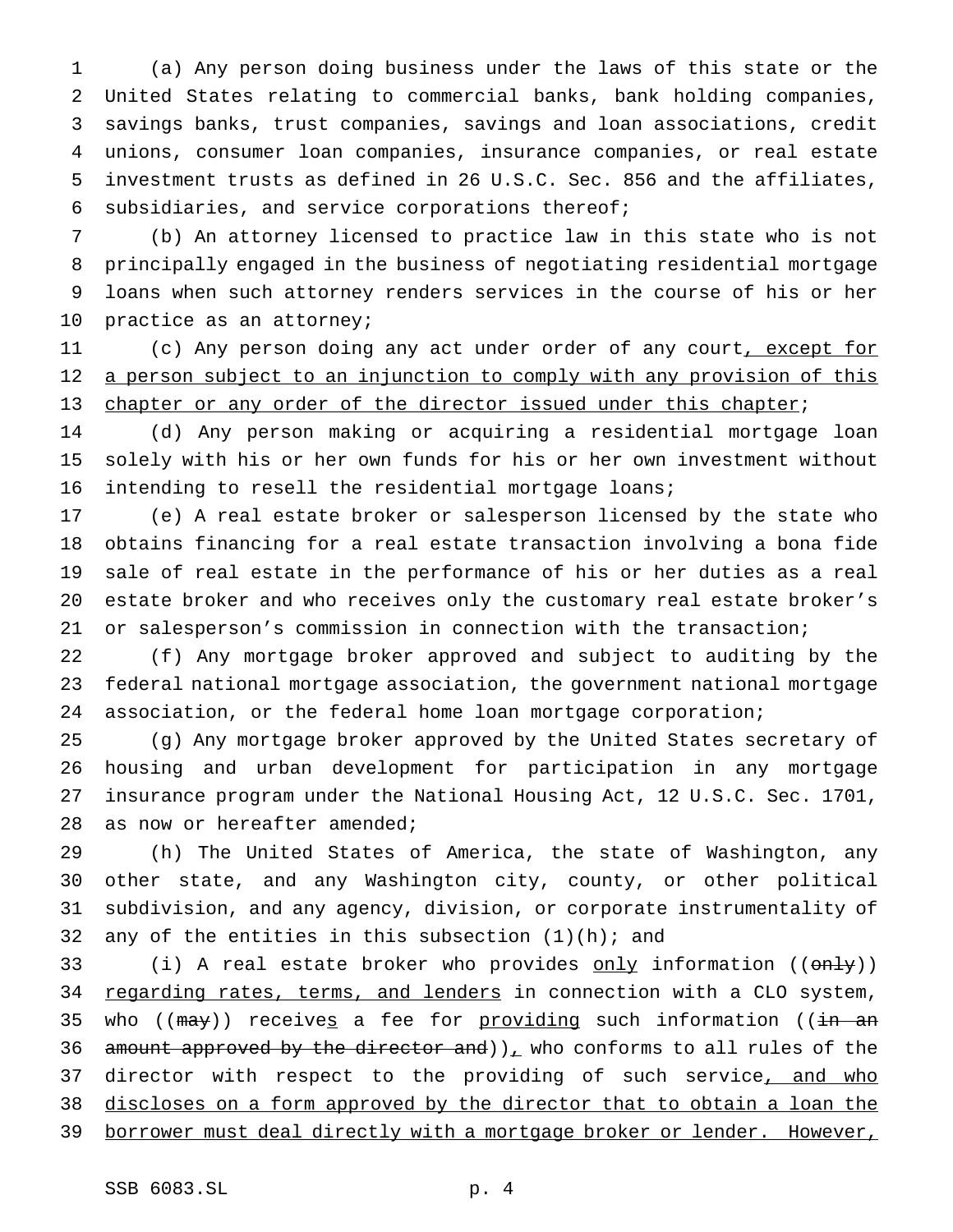(a) Any person doing business under the laws of this state or the United States relating to commercial banks, bank holding companies, savings banks, trust companies, savings and loan associations, credit unions, consumer loan companies, insurance companies, or real estate investment trusts as defined in 26 U.S.C. Sec. 856 and the affiliates, subsidiaries, and service corporations thereof;

(b) An attorney licensed to practice law in this state who is not principally engaged in the business of negotiating residential mortgage loans when such attorney renders services in the course of his or her practice as an attorney;

(c) Any person doing any act under order of any court, except for a person subject to an injunction to comply with any provision of this chapter or any order of the director issued under this chapter;

(d) Any person making or acquiring a residential mortgage loan solely with his or her own funds for his or her own investment without intending to resell the residential mortgage loans;

(e) A real estate broker or salesperson licensed by the state who obtains financing for a real estate transaction involving a bona fide sale of real estate in the performance of his or her duties as a real estate broker and who receives only the customary real estate broker's or salesperson's commission in connection with the transaction;

(f) Any mortgage broker approved and subject to auditing by the federal national mortgage association, the government national mortgage association, or the federal home loan mortgage corporation;

(g) Any mortgage broker approved by the United States secretary of housing and urban development for participation in any mortgage insurance program under the National Housing Act, 12 U.S.C. Sec. 1701, as now or hereafter amended;

(h) The United States of America, the state of Washington, any other state, and any Washington city, county, or other political subdivision, and any agency, division, or corporate instrumentality of any of the entities in this subsection (1)(h); and

(i) A real estate broker who provides only information ((~~only~~)) regarding rates, terms, and lenders in connection with a CLO system, who ((~~may~~)) receives a fee for providing such information ((~~in an amount approved by the director and~~)), who conforms to all rules of the director with respect to the providing of such service, and who discloses on a form approved by the director that to obtain a loan the borrower must deal directly with a mortgage broker or lender. However,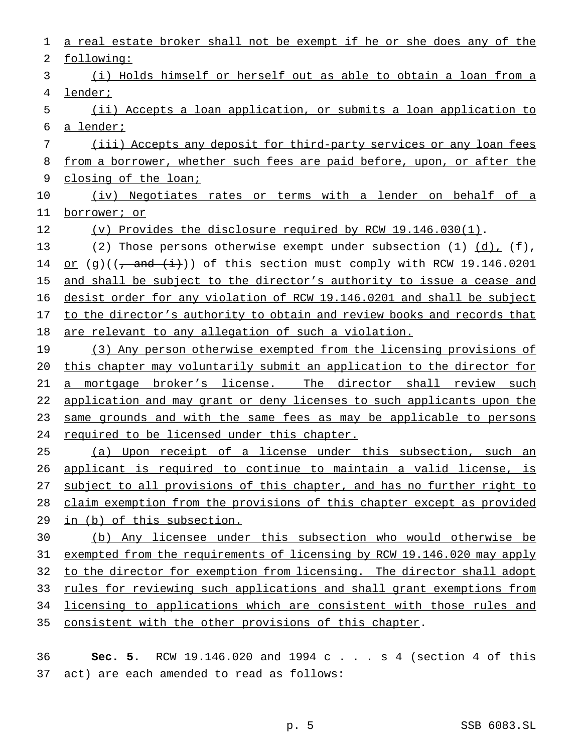a real estate broker shall not be exempt if he or she does any of the following:

(i) Holds himself or herself out as able to obtain a loan from a lender;

(ii) Accepts a loan application, or submits a loan application to a lender;

(iii) Accepts any deposit for third-party services or any loan fees from a borrower, whether such fees are paid before, upon, or after the closing of the loan;

(iv) Negotiates rates or terms with a lender on behalf of a borrower; or

(v) Provides the disclosure required by RCW 19.146.030(1).

(2) Those persons otherwise exempt under subsection (1) (d), (f), or (g)((, and (i))) of this section must comply with RCW 19.146.0201 and shall be subject to the director's authority to issue a cease and desist order for any violation of RCW 19.146.0201 and shall be subject to the director's authority to obtain and review books and records that are relevant to any allegation of such a violation.

(3) Any person otherwise exempted from the licensing provisions of this chapter may voluntarily submit an application to the director for a mortgage broker's license. The director shall review such application and may grant or deny licenses to such applicants upon the same grounds and with the same fees as may be applicable to persons required to be licensed under this chapter.

(a) Upon receipt of a license under this subsection, such an applicant is required to continue to maintain a valid license, is subject to all provisions of this chapter, and has no further right to claim exemption from the provisions of this chapter except as provided in (b) of this subsection.

(b) Any licensee under this subsection who would otherwise be exempted from the requirements of licensing by RCW 19.146.020 may apply to the director for exemption from licensing. The director shall adopt rules for reviewing such applications and shall grant exemptions from licensing to applications which are consistent with those rules and consistent with the other provisions of this chapter.

**Sec. 5.** RCW 19.146.020 and 1994 c . . . s 4 (section 4 of this act) are each amended to read as follows: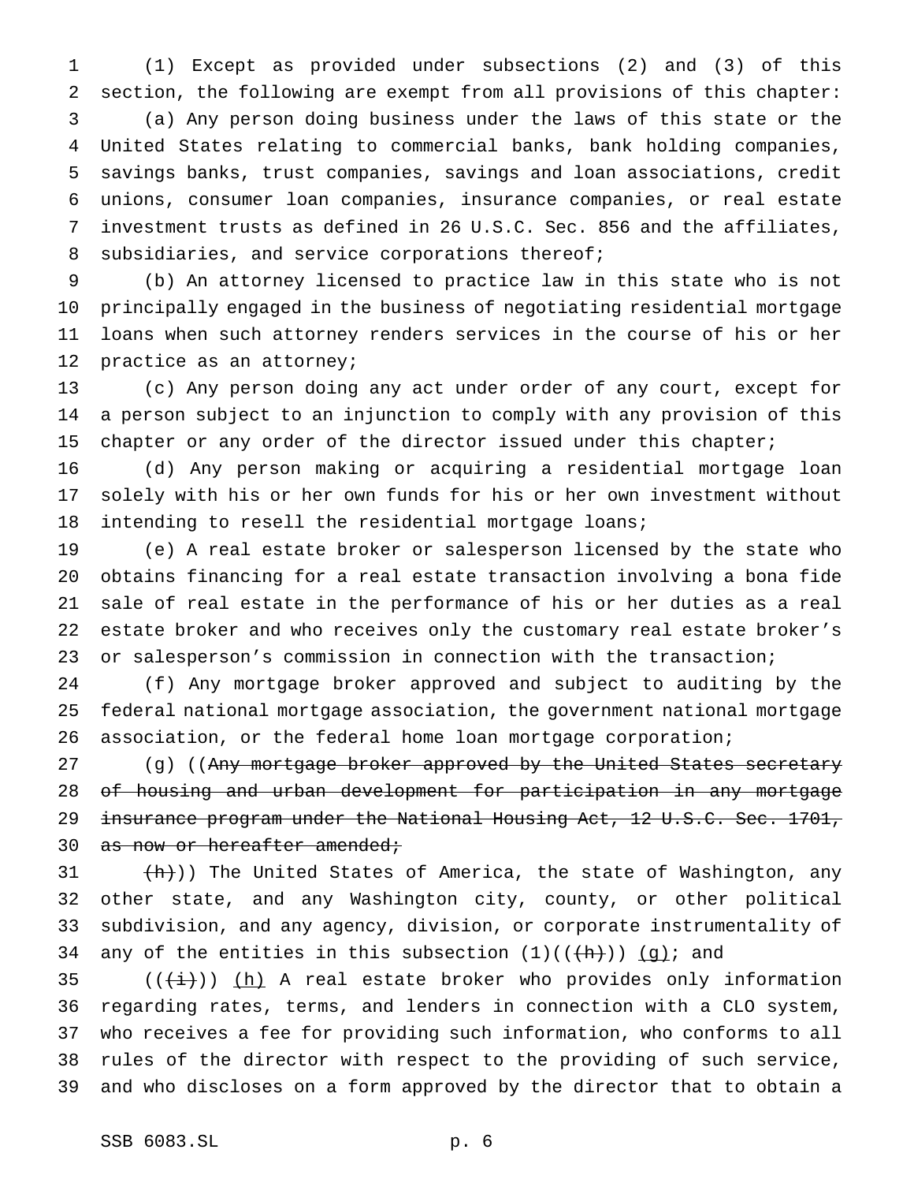(1) Except as provided under subsections (2) and (3) of this section, the following are exempt from all provisions of this chapter:

(a) Any person doing business under the laws of this state or the United States relating to commercial banks, bank holding companies, savings banks, trust companies, savings and loan associations, credit unions, consumer loan companies, insurance companies, or real estate investment trusts as defined in 26 U.S.C. Sec. 856 and the affiliates, subsidiaries, and service corporations thereof;

(b) An attorney licensed to practice law in this state who is not principally engaged in the business of negotiating residential mortgage loans when such attorney renders services in the course of his or her practice as an attorney;

(c) Any person doing any act under order of any court, except for a person subject to an injunction to comply with any provision of this chapter or any order of the director issued under this chapter;

(d) Any person making or acquiring a residential mortgage loan solely with his or her own funds for his or her own investment without intending to resell the residential mortgage loans;

(e) A real estate broker or salesperson licensed by the state who obtains financing for a real estate transaction involving a bona fide sale of real estate in the performance of his or her duties as a real estate broker and who receives only the customary real estate broker's or salesperson's commission in connection with the transaction;

(f) Any mortgage broker approved and subject to auditing by the federal national mortgage association, the government national mortgage association, or the federal home loan mortgage corporation;

(g) ((~~Any mortgage broker approved by the United States secretary of housing and urban development for participation in any mortgage insurance program under the National Housing Act, 12 U.S.C. Sec. 1701, as now or hereafter amended;~~

~~(h)~~)) The United States of America, the state of Washington, any other state, and any Washington city, county, or other political subdivision, and any agency, division, or corporate instrumentality of any of the entities in this subsection (1)((~~(h)~~)) <u>(g)</u>; and

((~~(i)~~)) <u>(h)</u> A real estate broker who provides only information regarding rates, terms, and lenders in connection with a CLO system, who receives a fee for providing such information, who conforms to all rules of the director with respect to the providing of such service, and who discloses on a form approved by the director that to obtain a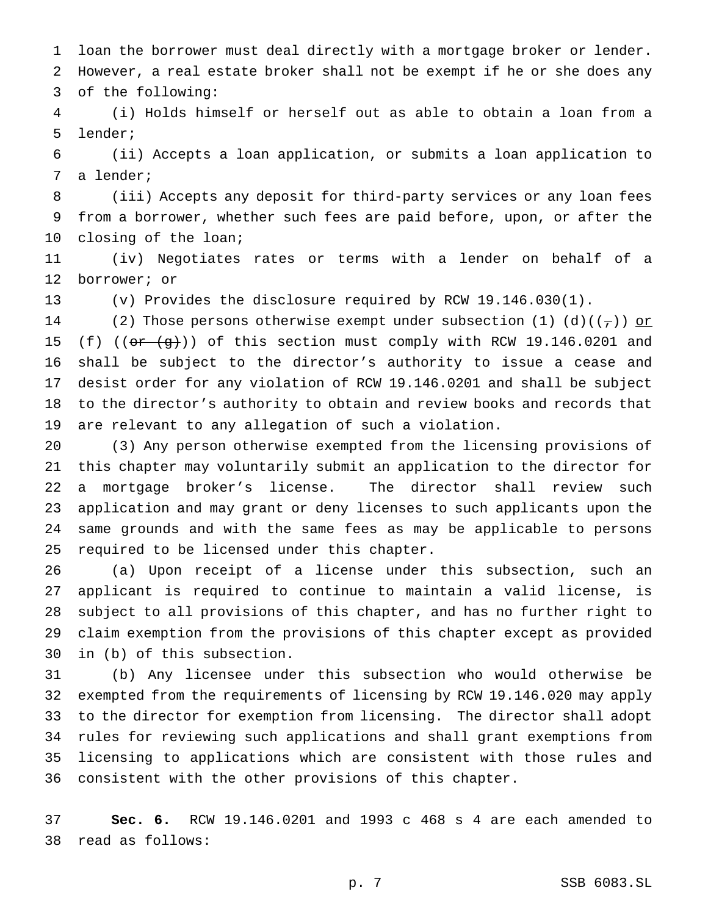loan the borrower must deal directly with a mortgage broker or lender. However, a real estate broker shall not be exempt if he or she does any of the following:

(i) Holds himself or herself out as able to obtain a loan from a lender;

(ii) Accepts a loan application, or submits a loan application to a lender;

(iii) Accepts any deposit for third-party services or any loan fees from a borrower, whether such fees are paid before, upon, or after the closing of the loan;

(iv) Negotiates rates or terms with a lender on behalf of a borrower; or

(v) Provides the disclosure required by RCW 19.146.030(1).

(2) Those persons otherwise exempt under subsection (1) (d)((~~,~~)) or (f) ((~~or (g)~~)) of this section must comply with RCW 19.146.0201 and shall be subject to the director's authority to issue a cease and desist order for any violation of RCW 19.146.0201 and shall be subject to the director's authority to obtain and review books and records that are relevant to any allegation of such a violation.

(3) Any person otherwise exempted from the licensing provisions of this chapter may voluntarily submit an application to the director for a mortgage broker's license. The director shall review such application and may grant or deny licenses to such applicants upon the same grounds and with the same fees as may be applicable to persons required to be licensed under this chapter.

(a) Upon receipt of a license under this subsection, such an applicant is required to continue to maintain a valid license, is subject to all provisions of this chapter, and has no further right to claim exemption from the provisions of this chapter except as provided in (b) of this subsection.

(b) Any licensee under this subsection who would otherwise be exempted from the requirements of licensing by RCW 19.146.020 may apply to the director for exemption from licensing. The director shall adopt rules for reviewing such applications and shall grant exemptions from licensing to applications which are consistent with those rules and consistent with the other provisions of this chapter.

**Sec. 6.** RCW 19.146.0201 and 1993 c 468 s 4 are each amended to read as follows: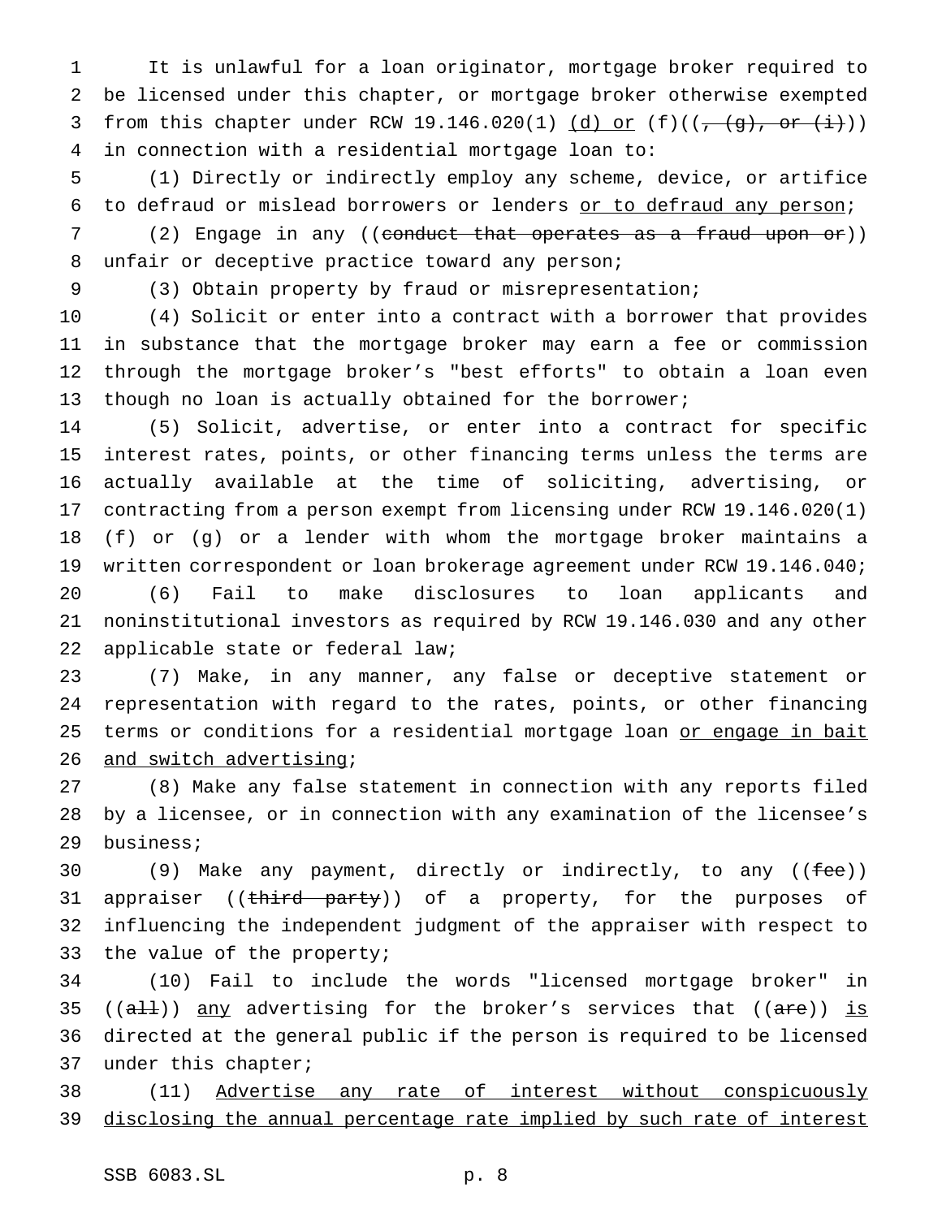It is unlawful for a loan originator, mortgage broker required to be licensed under this chapter, or mortgage broker otherwise exempted from this chapter under RCW 19.146.020(1) <u>(d) or</u> (f)((~~, (g), or (i)~~)) in connection with a residential mortgage loan to:

(1) Directly or indirectly employ any scheme, device, or artifice to defraud or mislead borrowers or lenders <u>or to defraud any person</u>;

(2) Engage in any ((~~conduct that operates as a fraud upon or~~)) unfair or deceptive practice toward any person;

(3) Obtain property by fraud or misrepresentation;

(4) Solicit or enter into a contract with a borrower that provides in substance that the mortgage broker may earn a fee or commission through the mortgage broker's "best efforts" to obtain a loan even though no loan is actually obtained for the borrower;

(5) Solicit, advertise, or enter into a contract for specific interest rates, points, or other financing terms unless the terms are actually available at the time of soliciting, advertising, or contracting from a person exempt from licensing under RCW 19.146.020(1) (f) or (g) or a lender with whom the mortgage broker maintains a written correspondent or loan brokerage agreement under RCW 19.146.040;

(6) Fail to make disclosures to loan applicants and noninstitutional investors as required by RCW 19.146.030 and any other applicable state or federal law;

(7) Make, in any manner, any false or deceptive statement or representation with regard to the rates, points, or other financing terms or conditions for a residential mortgage loan <u>or engage in bait and switch advertising</u>;

(8) Make any false statement in connection with any reports filed by a licensee, or in connection with any examination of the licensee's business;

(9) Make any payment, directly or indirectly, to any ((~~fee~~)) appraiser ((~~third party~~)) of a property, for the purposes of influencing the independent judgment of the appraiser with respect to the value of the property;

(10) Fail to include the words "licensed mortgage broker" in ((~~all~~)) <u>any</u> advertising for the broker's services that ((~~are~~)) <u>is</u> directed at the general public if the person is required to be licensed under this chapter;

(11) <u>Advertise any rate of interest without conspicuously disclosing the annual percentage rate implied by such rate of interest</u>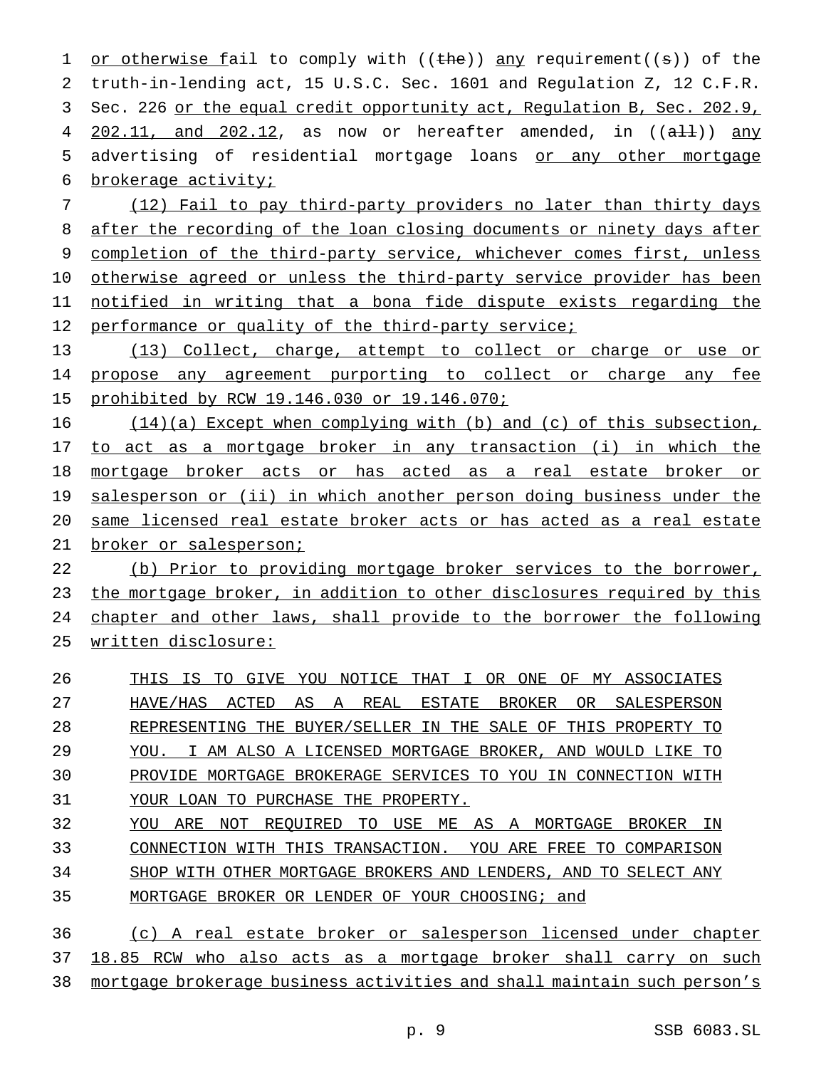or otherwise fail to comply with ((the)) any requirement((s)) of the truth-in-lending act, 15 U.S.C. Sec. 1601 and Regulation Z, 12 C.F.R. Sec. 226 or the equal credit opportunity act, Regulation B, Sec. 202.9, 202.11, and 202.12, as now or hereafter amended, in ((all)) any advertising of residential mortgage loans or any other mortgage brokerage activity;

(12) Fail to pay third-party providers no later than thirty days after the recording of the loan closing documents or ninety days after completion of the third-party service, whichever comes first, unless otherwise agreed or unless the third-party service provider has been notified in writing that a bona fide dispute exists regarding the performance or quality of the third-party service;

(13) Collect, charge, attempt to collect or charge or use or propose any agreement purporting to collect or charge any fee prohibited by RCW 19.146.030 or 19.146.070;

(14)(a) Except when complying with (b) and (c) of this subsection, to act as a mortgage broker in any transaction (i) in which the mortgage broker acts or has acted as a real estate broker or salesperson or (ii) in which another person doing business under the same licensed real estate broker acts or has acted as a real estate broker or salesperson;

(b) Prior to providing mortgage broker services to the borrower, the mortgage broker, in addition to other disclosures required by this chapter and other laws, shall provide to the borrower the following written disclosure:

> THIS IS TO GIVE YOU NOTICE THAT I OR ONE OF MY ASSOCIATES HAVE/HAS ACTED AS A REAL ESTATE BROKER OR SALESPERSON REPRESENTING THE BUYER/SELLER IN THE SALE OF THIS PROPERTY TO YOU. I AM ALSO A LICENSED MORTGAGE BROKER, AND WOULD LIKE TO PROVIDE MORTGAGE BROKERAGE SERVICES TO YOU IN CONNECTION WITH YOUR LOAN TO PURCHASE THE PROPERTY.
>
> YOU ARE NOT REQUIRED TO USE ME AS A MORTGAGE BROKER IN CONNECTION WITH THIS TRANSACTION. YOU ARE FREE TO COMPARISON SHOP WITH OTHER MORTGAGE BROKERS AND LENDERS, AND TO SELECT ANY MORTGAGE BROKER OR LENDER OF YOUR CHOOSING; and

(c) A real estate broker or salesperson licensed under chapter 18.85 RCW who also acts as a mortgage broker shall carry on such mortgage brokerage business activities and shall maintain such person's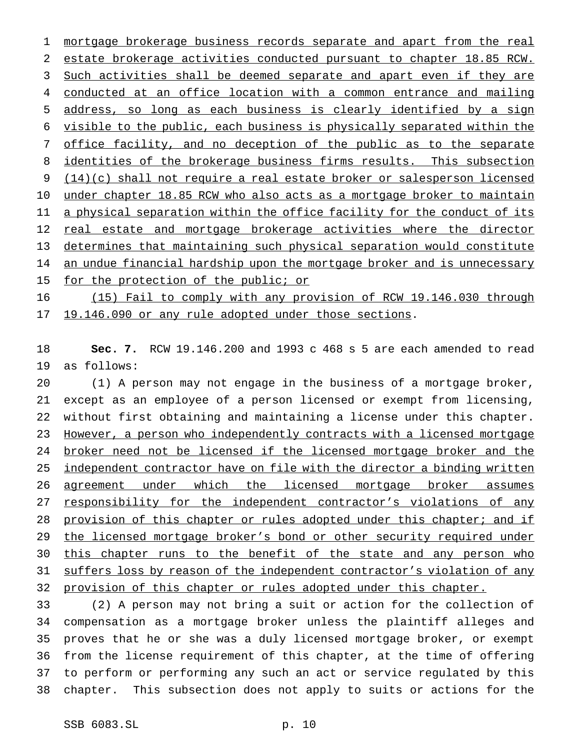mortgage brokerage business records separate and apart from the real estate brokerage activities conducted pursuant to chapter 18.85 RCW. Such activities shall be deemed separate and apart even if they are conducted at an office location with a common entrance and mailing address, so long as each business is clearly identified by a sign visible to the public, each business is physically separated within the office facility, and no deception of the public as to the separate identities of the brokerage business firms results. This subsection (14)(c) shall not require a real estate broker or salesperson licensed under chapter 18.85 RCW who also acts as a mortgage broker to maintain a physical separation within the office facility for the conduct of its real estate and mortgage brokerage activities where the director determines that maintaining such physical separation would constitute an undue financial hardship upon the mortgage broker and is unnecessary for the protection of the public; or

(15) Fail to comply with any provision of RCW 19.146.030 through 19.146.090 or any rule adopted under those sections.

**Sec. 7.** RCW 19.146.200 and 1993 c 468 s 5 are each amended to read as follows:

(1) A person may not engage in the business of a mortgage broker, except as an employee of a person licensed or exempt from licensing, without first obtaining and maintaining a license under this chapter. However, a person who independently contracts with a licensed mortgage broker need not be licensed if the licensed mortgage broker and the independent contractor have on file with the director a binding written agreement under which the licensed mortgage broker assumes responsibility for the independent contractor's violations of any provision of this chapter or rules adopted under this chapter; and if the licensed mortgage broker's bond or other security required under this chapter runs to the benefit of the state and any person who suffers loss by reason of the independent contractor's violation of any provision of this chapter or rules adopted under this chapter.

(2) A person may not bring a suit or action for the collection of compensation as a mortgage broker unless the plaintiff alleges and proves that he or she was a duly licensed mortgage broker, or exempt from the license requirement of this chapter, at the time of offering to perform or performing any such an act or service regulated by this chapter. This subsection does not apply to suits or actions for the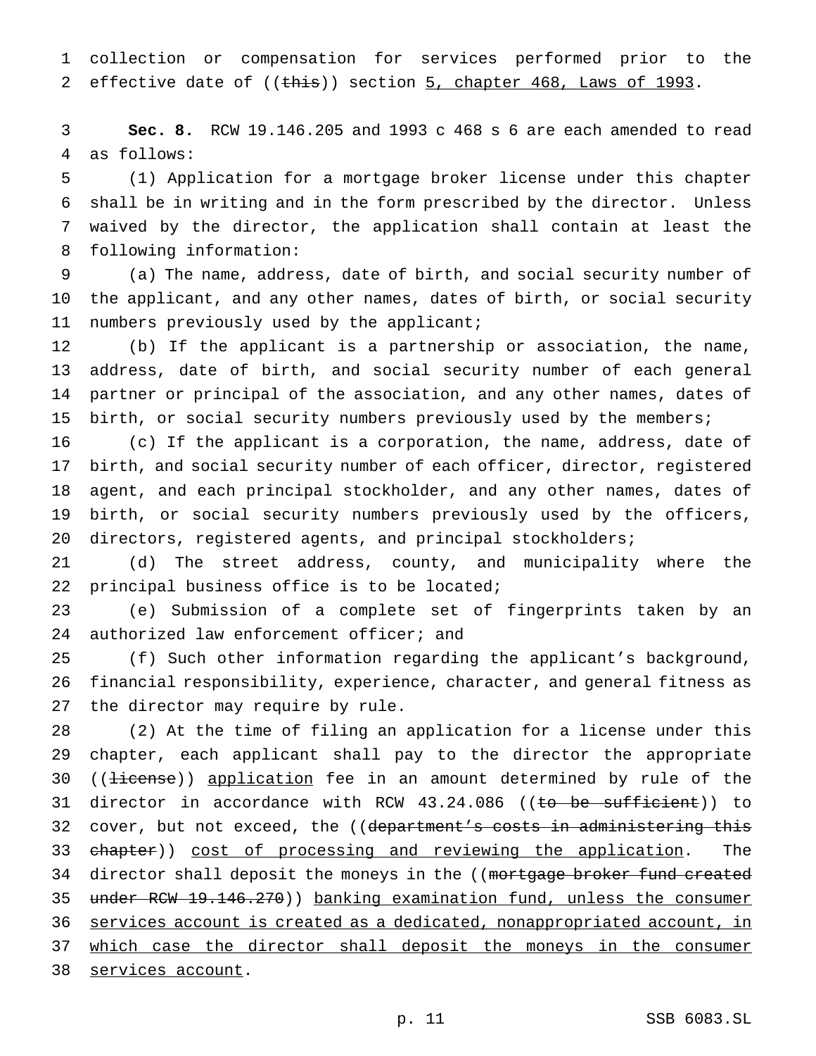collection or compensation for services performed prior to the effective date of ((~~this~~)) section <u>5, chapter 468, Laws of 1993</u>.

**Sec. 8.** RCW 19.146.205 and 1993 c 468 s 6 are each amended to read as follows:

(1) Application for a mortgage broker license under this chapter shall be in writing and in the form prescribed by the director. Unless waived by the director, the application shall contain at least the following information:

(a) The name, address, date of birth, and social security number of the applicant, and any other names, dates of birth, or social security numbers previously used by the applicant;

(b) If the applicant is a partnership or association, the name, address, date of birth, and social security number of each general partner or principal of the association, and any other names, dates of birth, or social security numbers previously used by the members;

(c) If the applicant is a corporation, the name, address, date of birth, and social security number of each officer, director, registered agent, and each principal stockholder, and any other names, dates of birth, or social security numbers previously used by the officers, directors, registered agents, and principal stockholders;

(d) The street address, county, and municipality where the principal business office is to be located;

(e) Submission of a complete set of fingerprints taken by an authorized law enforcement officer; and

(f) Such other information regarding the applicant's background, financial responsibility, experience, character, and general fitness as the director may require by rule.

(2) At the time of filing an application for a license under this chapter, each applicant shall pay to the director the appropriate ((~~license~~)) <u>application</u> fee in an amount determined by rule of the director in accordance with RCW 43.24.086 ((~~to be sufficient~~)) to cover, but not exceed, the ((~~department's costs in administering this chapter~~)) <u>cost of processing and reviewing the application</u>. The director shall deposit the moneys in the ((~~mortgage broker fund created under RCW 19.146.270~~)) <u>banking examination fund, unless the consumer services account is created as a dedicated, nonappropriated account, in which case the director shall deposit the moneys in the consumer services account</u>.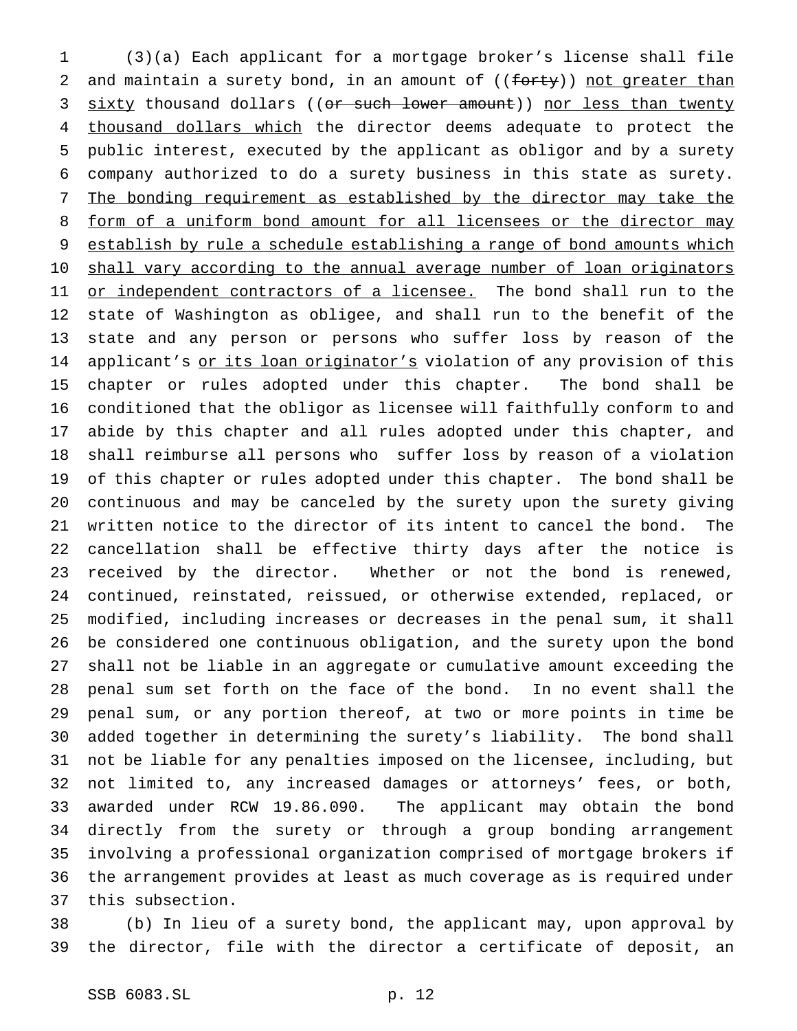(3)(a) Each applicant for a mortgage broker's license shall file and maintain a surety bond, in an amount of ((~~forty~~)) <u>not greater than sixty</u> thousand dollars ((~~or such lower amount~~)) <u>nor less than twenty thousand dollars which</u> the director deems adequate to protect the public interest, executed by the applicant as obligor and by a surety company authorized to do a surety business in this state as surety. <u>The bonding requirement as established by the director may take the form of a uniform bond amount for all licensees or the director may establish by rule a schedule establishing a range of bond amounts which shall vary according to the annual average number of loan originators or independent contractors of a licensee.</u> The bond shall run to the state of Washington as obligee, and shall run to the benefit of the state and any person or persons who suffer loss by reason of the applicant's <u>or its loan originator's</u> violation of any provision of this chapter or rules adopted under this chapter. The bond shall be conditioned that the obligor as licensee will faithfully conform to and abide by this chapter and all rules adopted under this chapter, and shall reimburse all persons who suffer loss by reason of a violation of this chapter or rules adopted under this chapter. The bond shall be continuous and may be canceled by the surety upon the surety giving written notice to the director of its intent to cancel the bond. The cancellation shall be effective thirty days after the notice is received by the director. Whether or not the bond is renewed, continued, reinstated, reissued, or otherwise extended, replaced, or modified, including increases or decreases in the penal sum, it shall be considered one continuous obligation, and the surety upon the bond shall not be liable in an aggregate or cumulative amount exceeding the penal sum set forth on the face of the bond. In no event shall the penal sum, or any portion thereof, at two or more points in time be added together in determining the surety's liability. The bond shall not be liable for any penalties imposed on the licensee, including, but not limited to, any increased damages or attorneys' fees, or both, awarded under RCW 19.86.090. The applicant may obtain the bond directly from the surety or through a group bonding arrangement involving a professional organization comprised of mortgage brokers if the arrangement provides at least as much coverage as is required under this subsection.

(b) In lieu of a surety bond, the applicant may, upon approval by the director, file with the director a certificate of deposit, an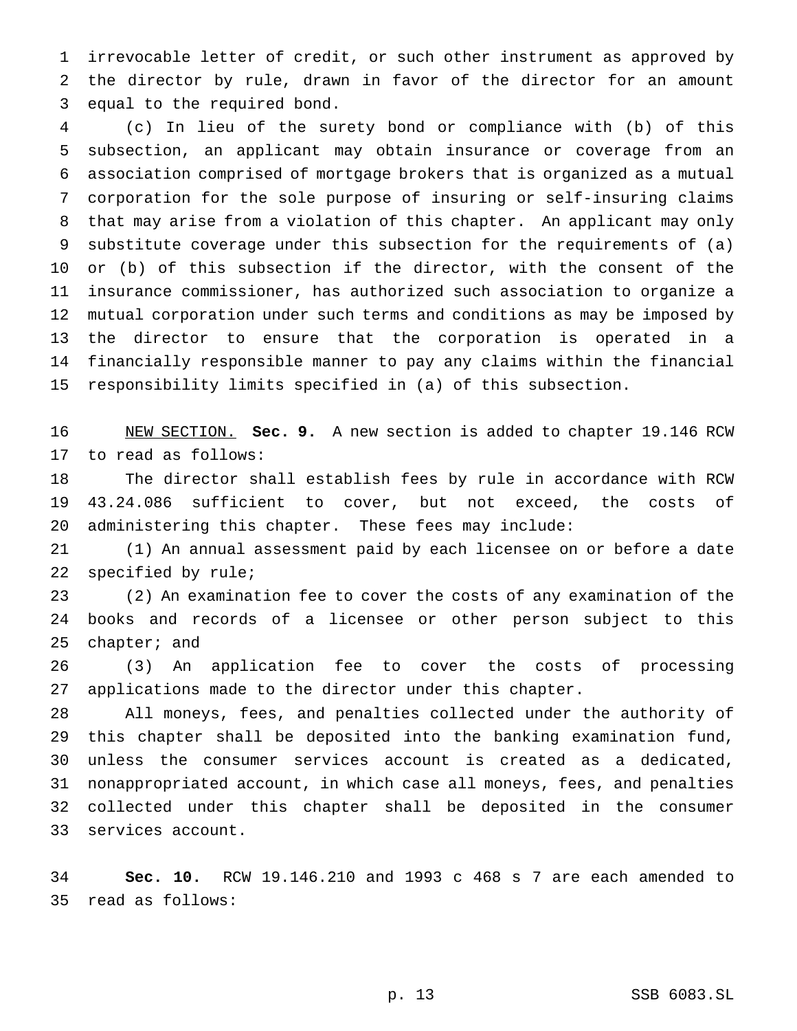irrevocable letter of credit, or such other instrument as approved by the director by rule, drawn in favor of the director for an amount equal to the required bond.

(c) In lieu of the surety bond or compliance with (b) of this subsection, an applicant may obtain insurance or coverage from an association comprised of mortgage brokers that is organized as a mutual corporation for the sole purpose of insuring or self-insuring claims that may arise from a violation of this chapter. An applicant may only substitute coverage under this subsection for the requirements of (a) or (b) of this subsection if the director, with the consent of the insurance commissioner, has authorized such association to organize a mutual corporation under such terms and conditions as may be imposed by the director to ensure that the corporation is operated in a financially responsible manner to pay any claims within the financial responsibility limits specified in (a) of this subsection.

NEW SECTION. **Sec. 9.** A new section is added to chapter 19.146 RCW to read as follows:

The director shall establish fees by rule in accordance with RCW 43.24.086 sufficient to cover, but not exceed, the costs of administering this chapter. These fees may include:

(1) An annual assessment paid by each licensee on or before a date specified by rule;

(2) An examination fee to cover the costs of any examination of the books and records of a licensee or other person subject to this chapter; and

(3) An application fee to cover the costs of processing applications made to the director under this chapter.

All moneys, fees, and penalties collected under the authority of this chapter shall be deposited into the banking examination fund, unless the consumer services account is created as a dedicated, nonappropriated account, in which case all moneys, fees, and penalties collected under this chapter shall be deposited in the consumer services account.

**Sec. 10.** RCW 19.146.210 and 1993 c 468 s 7 are each amended to read as follows: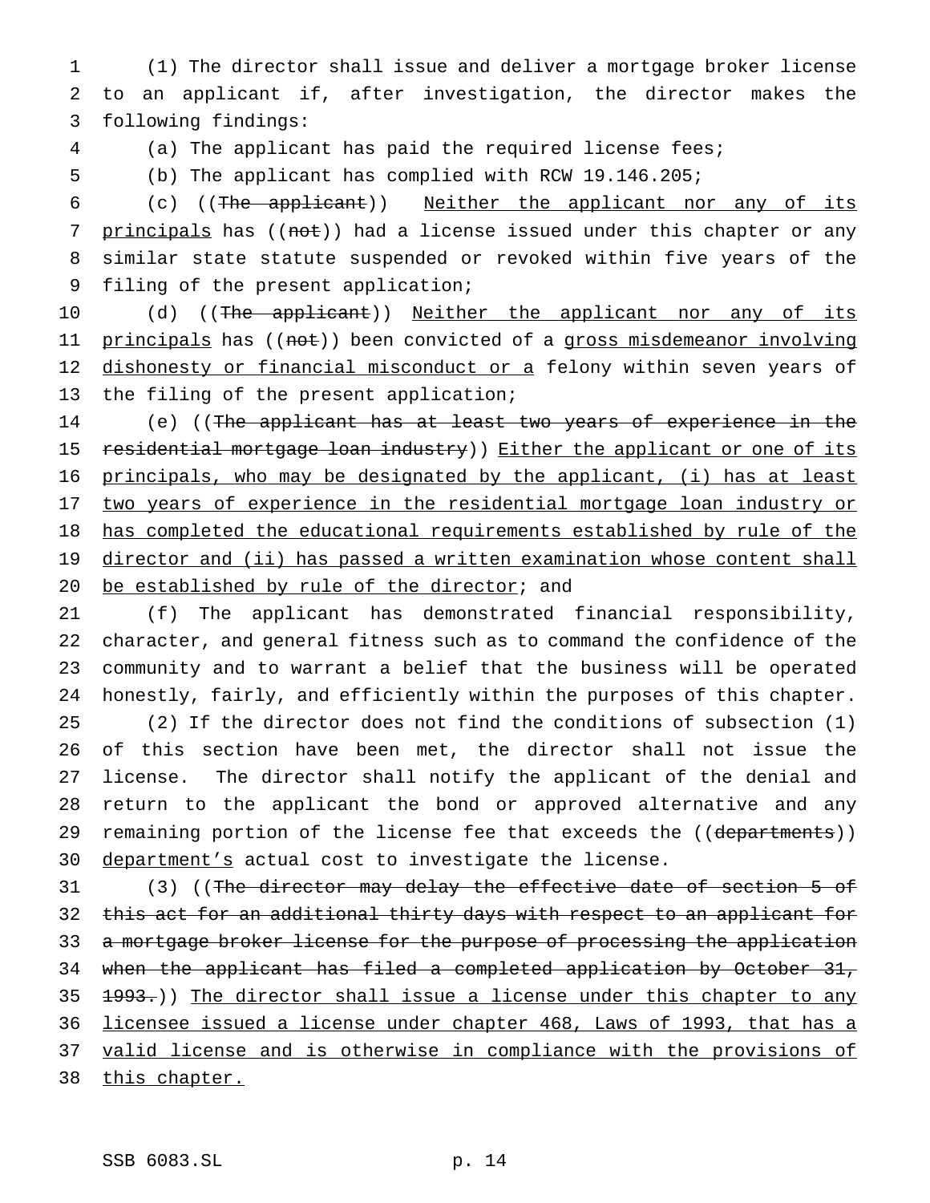(1) The director shall issue and deliver a mortgage broker license to an applicant if, after investigation, the director makes the following findings:

(a) The applicant has paid the required license fees;

(b) The applicant has complied with RCW 19.146.205;

(c) ((~~The applicant~~)) <u>Neither the applicant nor any of its principals</u> has ((~~not~~)) had a license issued under this chapter or any similar state statute suspended or revoked within five years of the filing of the present application;

(d) ((~~The applicant~~)) <u>Neither the applicant nor any of its principals</u> has ((~~not~~)) been convicted of a <u>gross misdemeanor involving dishonesty or financial misconduct or a</u> felony within seven years of the filing of the present application;

(e) ((~~The applicant has at least two years of experience in the residential mortgage loan industry~~)) <u>Either the applicant or one of its principals, who may be designated by the applicant, (i) has at least two years of experience in the residential mortgage loan industry or has completed the educational requirements established by rule of the director and (ii) has passed a written examination whose content shall be established by rule of the director</u>; and

(f) The applicant has demonstrated financial responsibility, character, and general fitness such as to command the confidence of the community and to warrant a belief that the business will be operated honestly, fairly, and efficiently within the purposes of this chapter.

(2) If the director does not find the conditions of subsection (1) of this section have been met, the director shall not issue the license. The director shall notify the applicant of the denial and return to the applicant the bond or approved alternative and any remaining portion of the license fee that exceeds the ((~~departments~~)) <u>department's</u> actual cost to investigate the license.

(3) ((~~The director may delay the effective date of section 5 of this act for an additional thirty days with respect to an applicant for a mortgage broker license for the purpose of processing the application when the applicant has filed a completed application by October 31, 1993.~~)) <u>The director shall issue a license under this chapter to any licensee issued a license under chapter 468, Laws of 1993, that has a valid license and is otherwise in compliance with the provisions of this chapter.</u>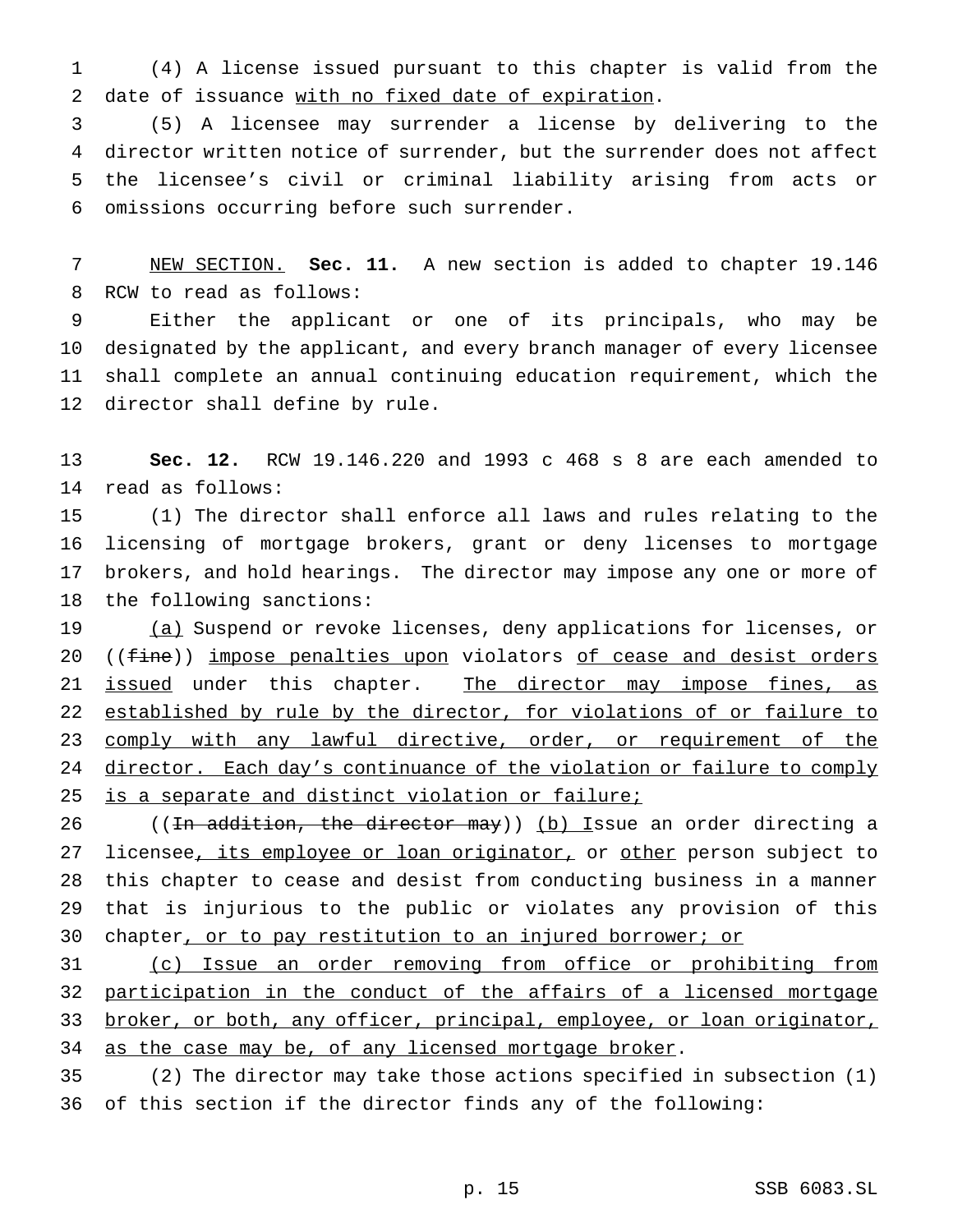(4) A license issued pursuant to this chapter is valid from the date of issuance with no fixed date of expiration.

(5) A licensee may surrender a license by delivering to the director written notice of surrender, but the surrender does not affect the licensee's civil or criminal liability arising from acts or omissions occurring before such surrender.

NEW SECTION. **Sec. 11.** A new section is added to chapter 19.146 RCW to read as follows:

Either the applicant or one of its principals, who may be designated by the applicant, and every branch manager of every licensee shall complete an annual continuing education requirement, which the director shall define by rule.

**Sec. 12.** RCW 19.146.220 and 1993 c 468 s 8 are each amended to read as follows:

(1) The director shall enforce all laws and rules relating to the licensing of mortgage brokers, grant or deny licenses to mortgage brokers, and hold hearings. The director may impose any one or more of the following sanctions:

(a) Suspend or revoke licenses, deny applications for licenses, or ((~~fine~~)) impose penalties upon violators of cease and desist orders issued under this chapter. The director may impose fines, as established by rule by the director, for violations of or failure to comply with any lawful directive, order, or requirement of the director. Each day's continuance of the violation or failure to comply is a separate and distinct violation or failure;

((~~In addition, the director may~~)) (b) Issue an order directing a licensee, its employee or loan originator, or other person subject to this chapter to cease and desist from conducting business in a manner that is injurious to the public or violates any provision of this chapter, or to pay restitution to an injured borrower; or

(c) Issue an order removing from office or prohibiting from participation in the conduct of the affairs of a licensed mortgage broker, or both, any officer, principal, employee, or loan originator, as the case may be, of any licensed mortgage broker.

(2) The director may take those actions specified in subsection (1) of this section if the director finds any of the following: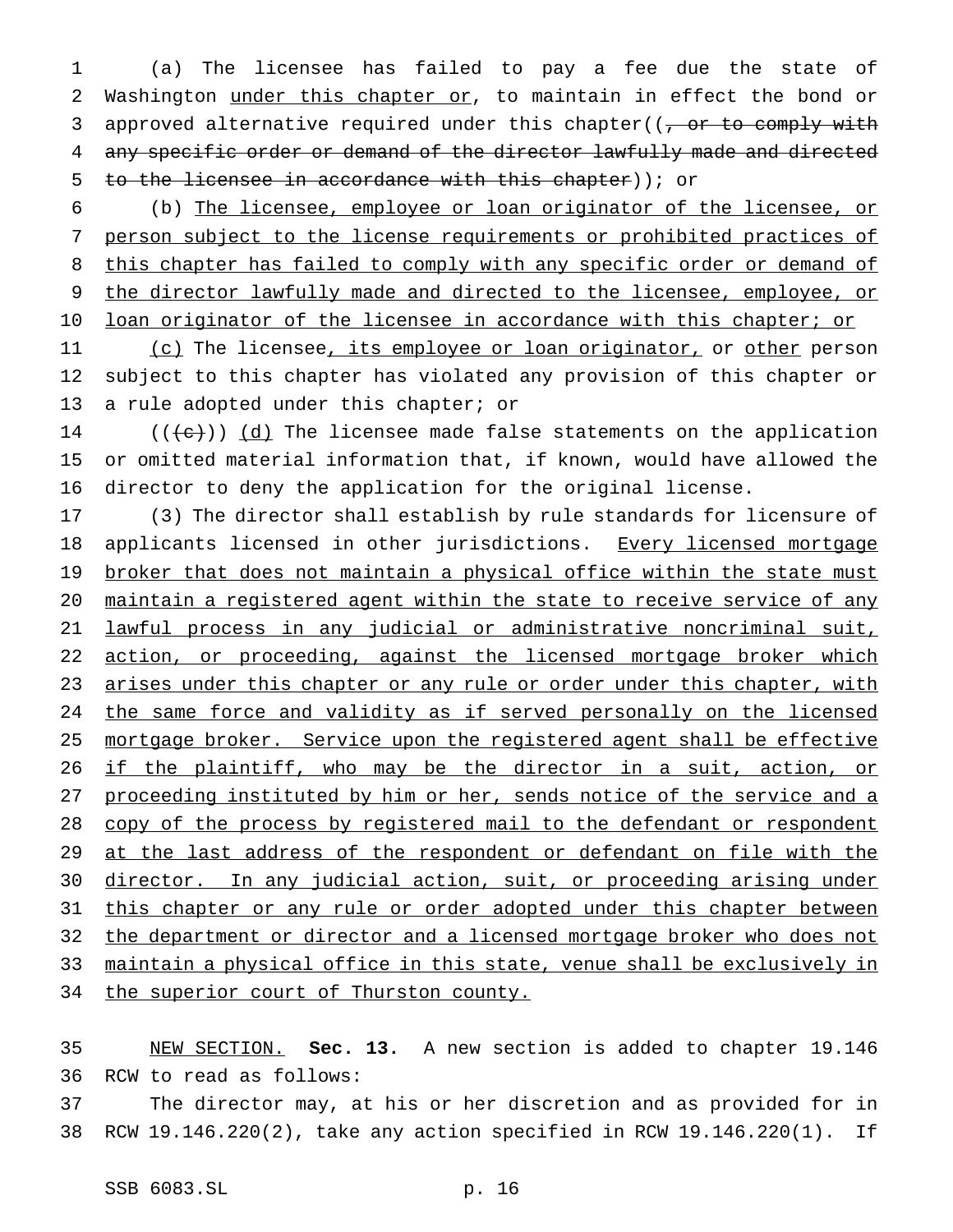(a) The licensee has failed to pay a fee due the state of Washington under this chapter or, to maintain in effect the bond or approved alternative required under this chapter((~~, or to comply with any specific order or demand of the director lawfully made and directed to the licensee in accordance with this chapter~~)); or

(b) The licensee, employee or loan originator of the licensee, or person subject to the license requirements or prohibited practices of this chapter has failed to comply with any specific order or demand of the director lawfully made and directed to the licensee, employee, or loan originator of the licensee in accordance with this chapter; or

(c) The licensee, its employee or loan originator, or other person subject to this chapter has violated any provision of this chapter or a rule adopted under this chapter; or

((~~(c)~~)) (d) The licensee made false statements on the application or omitted material information that, if known, would have allowed the director to deny the application for the original license.

(3) The director shall establish by rule standards for licensure of applicants licensed in other jurisdictions. Every licensed mortgage broker that does not maintain a physical office within the state must maintain a registered agent within the state to receive service of any lawful process in any judicial or administrative noncriminal suit, action, or proceeding, against the licensed mortgage broker which arises under this chapter or any rule or order under this chapter, with the same force and validity as if served personally on the licensed mortgage broker. Service upon the registered agent shall be effective if the plaintiff, who may be the director in a suit, action, or proceeding instituted by him or her, sends notice of the service and a copy of the process by registered mail to the defendant or respondent at the last address of the respondent or defendant on file with the director. In any judicial action, suit, or proceeding arising under this chapter or any rule or order adopted under this chapter between the department or director and a licensed mortgage broker who does not maintain a physical office in this state, venue shall be exclusively in the superior court of Thurston county.

NEW SECTION. **Sec. 13.** A new section is added to chapter 19.146 RCW to read as follows:

The director may, at his or her discretion and as provided for in RCW 19.146.220(2), take any action specified in RCW 19.146.220(1). If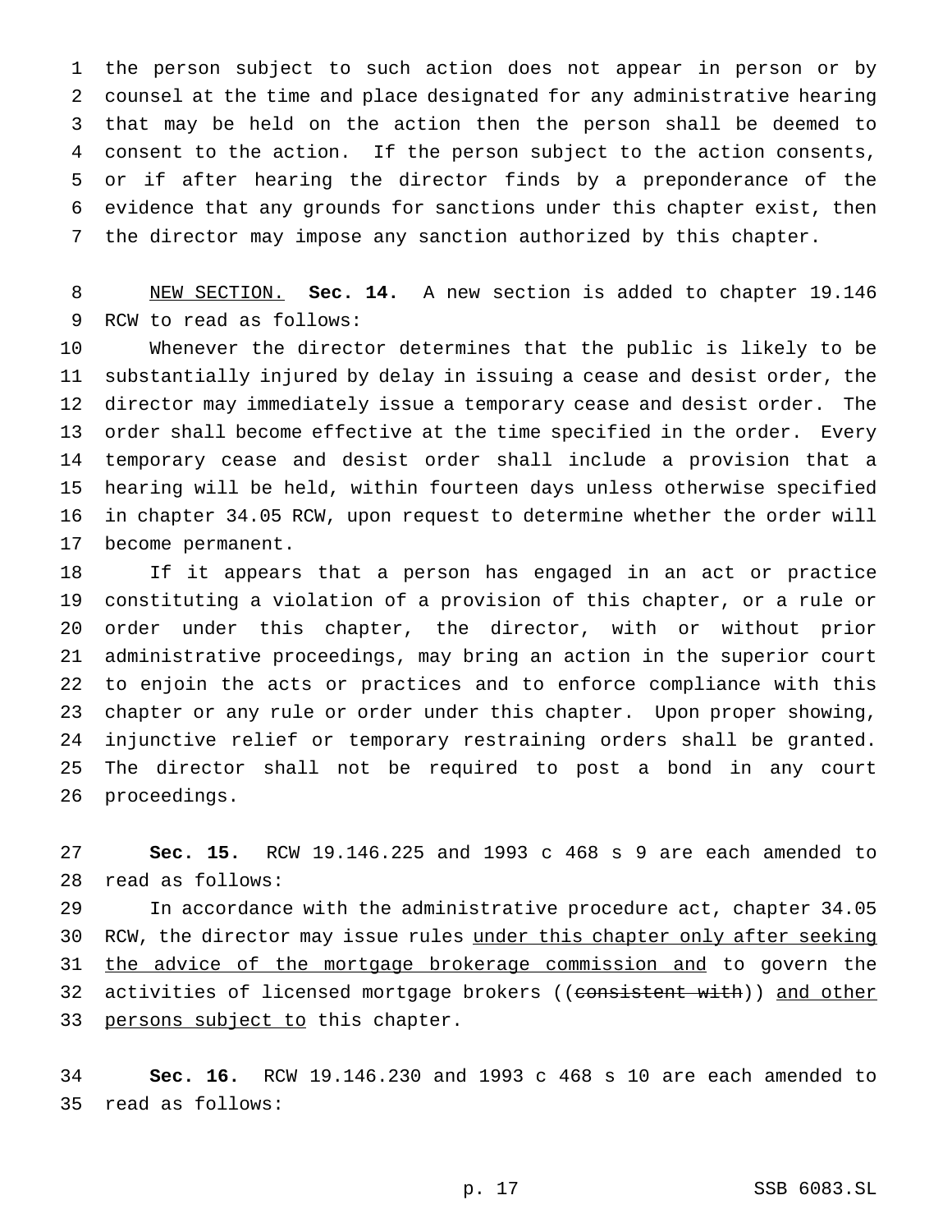the person subject to such action does not appear in person or by counsel at the time and place designated for any administrative hearing that may be held on the action then the person shall be deemed to consent to the action. If the person subject to the action consents, or if after hearing the director finds by a preponderance of the evidence that any grounds for sanctions under this chapter exist, then the director may impose any sanction authorized by this chapter.

NEW SECTION. **Sec. 14.** A new section is added to chapter 19.146 RCW to read as follows:

Whenever the director determines that the public is likely to be substantially injured by delay in issuing a cease and desist order, the director may immediately issue a temporary cease and desist order. The order shall become effective at the time specified in the order. Every temporary cease and desist order shall include a provision that a hearing will be held, within fourteen days unless otherwise specified in chapter 34.05 RCW, upon request to determine whether the order will become permanent.

If it appears that a person has engaged in an act or practice constituting a violation of a provision of this chapter, or a rule or order under this chapter, the director, with or without prior administrative proceedings, may bring an action in the superior court to enjoin the acts or practices and to enforce compliance with this chapter or any rule or order under this chapter. Upon proper showing, injunctive relief or temporary restraining orders shall be granted. The director shall not be required to post a bond in any court proceedings.

**Sec. 15.** RCW 19.146.225 and 1993 c 468 s 9 are each amended to read as follows:

In accordance with the administrative procedure act, chapter 34.05 RCW, the director may issue rules under this chapter only after seeking the advice of the mortgage brokerage commission and to govern the activities of licensed mortgage brokers ((~~consistent with~~)) and other persons subject to this chapter.

**Sec. 16.** RCW 19.146.230 and 1993 c 468 s 10 are each amended to read as follows: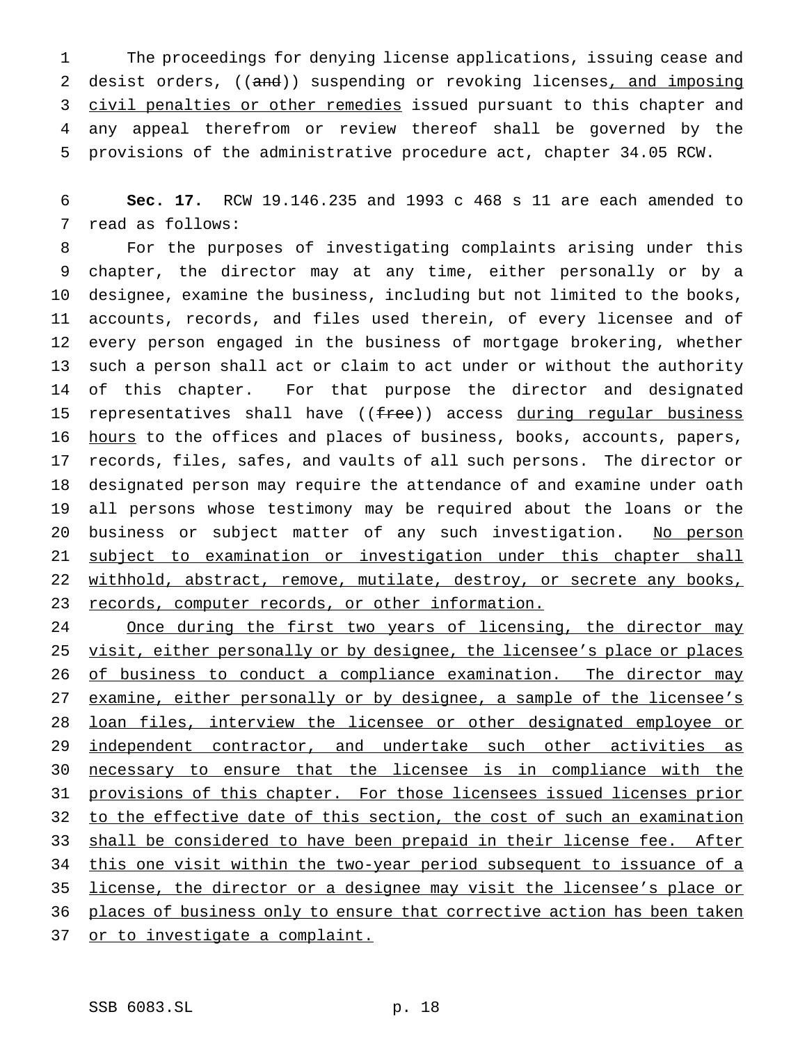The proceedings for denying license applications, issuing cease and desist orders, ((~~and~~)) suspending or revoking licenses, and imposing civil penalties or other remedies issued pursuant to this chapter and any appeal therefrom or review thereof shall be governed by the provisions of the administrative procedure act, chapter 34.05 RCW.

**Sec. 17.** RCW 19.146.235 and 1993 c 468 s 11 are each amended to read as follows:

For the purposes of investigating complaints arising under this chapter, the director may at any time, either personally or by a designee, examine the business, including but not limited to the books, accounts, records, and files used therein, of every licensee and of every person engaged in the business of mortgage brokering, whether such a person shall act or claim to act under or without the authority of this chapter. For that purpose the director and designated representatives shall have ((~~free~~)) access during regular business hours to the offices and places of business, books, accounts, papers, records, files, safes, and vaults of all such persons. The director or designated person may require the attendance of and examine under oath all persons whose testimony may be required about the loans or the business or subject matter of any such investigation. No person subject to examination or investigation under this chapter shall withhold, abstract, remove, mutilate, destroy, or secrete any books, records, computer records, or other information.

Once during the first two years of licensing, the director may visit, either personally or by designee, the licensee's place or places of business to conduct a compliance examination. The director may examine, either personally or by designee, a sample of the licensee's loan files, interview the licensee or other designated employee or independent contractor, and undertake such other activities as necessary to ensure that the licensee is in compliance with the provisions of this chapter. For those licensees issued licenses prior to the effective date of this section, the cost of such an examination shall be considered to have been prepaid in their license fee. After this one visit within the two-year period subsequent to issuance of a license, the director or a designee may visit the licensee's place or places of business only to ensure that corrective action has been taken or to investigate a complaint.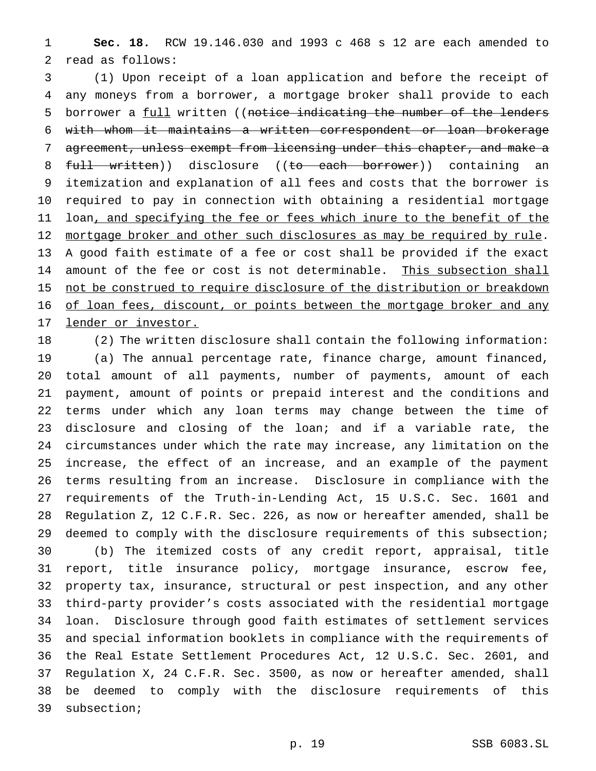**Sec. 18.** RCW 19.146.030 and 1993 c 468 s 12 are each amended to read as follows:

(1) Upon receipt of a loan application and before the receipt of any moneys from a borrower, a mortgage broker shall provide to each borrower a <u>full</u> written ((~~notice indicating the number of the lenders with whom it maintains a written correspondent or loan brokerage agreement, unless exempt from licensing under this chapter, and make a full written~~)) disclosure ((~~to each borrower~~)) containing an itemization and explanation of all fees and costs that the borrower is required to pay in connection with obtaining a residential mortgage loan<u>, and specifying the fee or fees which inure to the benefit of the mortgage broker and other such disclosures as may be required by rule</u>. A good faith estimate of a fee or cost shall be provided if the exact amount of the fee or cost is not determinable. <u>This subsection shall not be construed to require disclosure of the distribution or breakdown of loan fees, discount, or points between the mortgage broker and any lender or investor.</u>

(2) The written disclosure shall contain the following information:

(a) The annual percentage rate, finance charge, amount financed, total amount of all payments, number of payments, amount of each payment, amount of points or prepaid interest and the conditions and terms under which any loan terms may change between the time of disclosure and closing of the loan; and if a variable rate, the circumstances under which the rate may increase, any limitation on the increase, the effect of an increase, and an example of the payment terms resulting from an increase. Disclosure in compliance with the requirements of the Truth-in-Lending Act, 15 U.S.C. Sec. 1601 and Regulation Z, 12 C.F.R. Sec. 226, as now or hereafter amended, shall be deemed to comply with the disclosure requirements of this subsection;

(b) The itemized costs of any credit report, appraisal, title report, title insurance policy, mortgage insurance, escrow fee, property tax, insurance, structural or pest inspection, and any other third-party provider's costs associated with the residential mortgage loan. Disclosure through good faith estimates of settlement services and special information booklets in compliance with the requirements of the Real Estate Settlement Procedures Act, 12 U.S.C. Sec. 2601, and Regulation X, 24 C.F.R. Sec. 3500, as now or hereafter amended, shall be deemed to comply with the disclosure requirements of this subsection;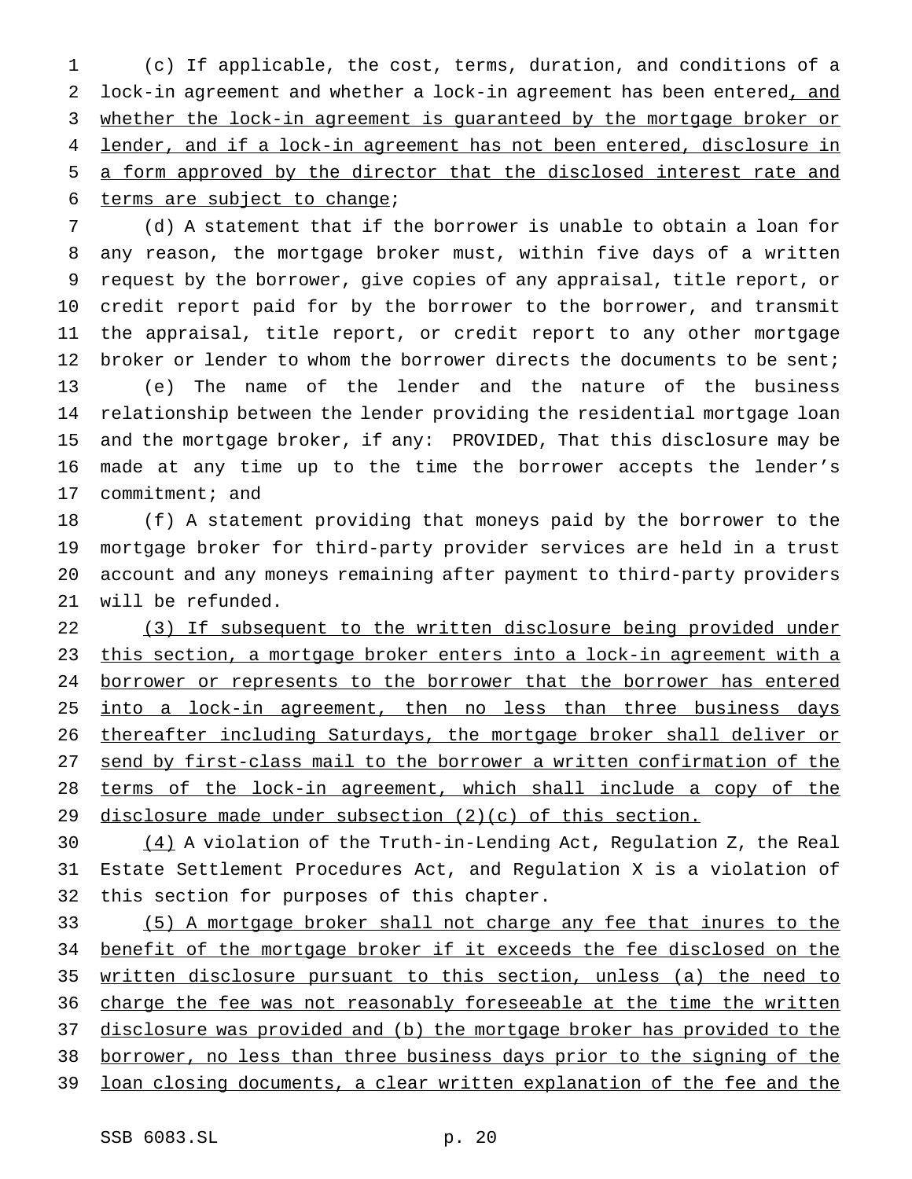(c) If applicable, the cost, terms, duration, and conditions of a lock-in agreement and whether a lock-in agreement has been entered, and whether the lock-in agreement is guaranteed by the mortgage broker or lender, and if a lock-in agreement has not been entered, disclosure in a form approved by the director that the disclosed interest rate and terms are subject to change;

(d) A statement that if the borrower is unable to obtain a loan for any reason, the mortgage broker must, within five days of a written request by the borrower, give copies of any appraisal, title report, or credit report paid for by the borrower to the borrower, and transmit the appraisal, title report, or credit report to any other mortgage broker or lender to whom the borrower directs the documents to be sent;

(e) The name of the lender and the nature of the business relationship between the lender providing the residential mortgage loan and the mortgage broker, if any: PROVIDED, That this disclosure may be made at any time up to the time the borrower accepts the lender's commitment; and

(f) A statement providing that moneys paid by the borrower to the mortgage broker for third-party provider services are held in a trust account and any moneys remaining after payment to third-party providers will be refunded.

(3) If subsequent to the written disclosure being provided under this section, a mortgage broker enters into a lock-in agreement with a borrower or represents to the borrower that the borrower has entered into a lock-in agreement, then no less than three business days thereafter including Saturdays, the mortgage broker shall deliver or send by first-class mail to the borrower a written confirmation of the terms of the lock-in agreement, which shall include a copy of the disclosure made under subsection (2)(c) of this section.

(4) A violation of the Truth-in-Lending Act, Regulation Z, the Real Estate Settlement Procedures Act, and Regulation X is a violation of this section for purposes of this chapter.

(5) A mortgage broker shall not charge any fee that inures to the benefit of the mortgage broker if it exceeds the fee disclosed on the written disclosure pursuant to this section, unless (a) the need to charge the fee was not reasonably foreseeable at the time the written disclosure was provided and (b) the mortgage broker has provided to the borrower, no less than three business days prior to the signing of the loan closing documents, a clear written explanation of the fee and the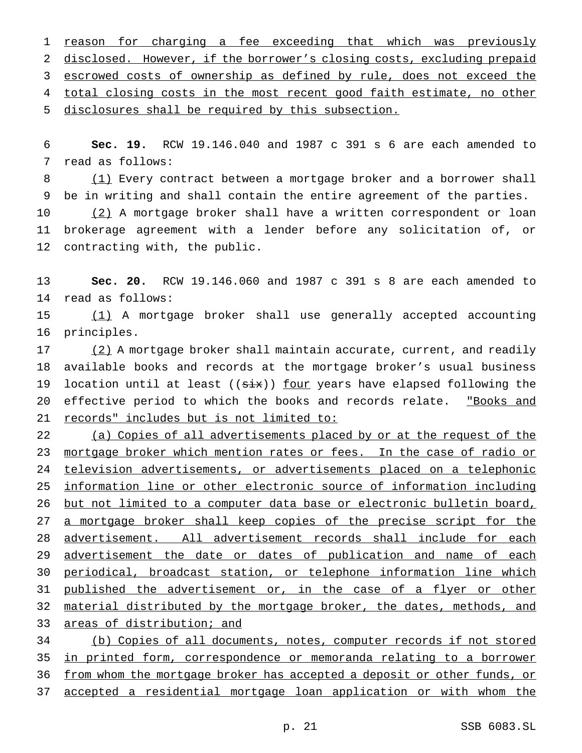reason for charging a fee exceeding that which was previously disclosed. However, if the borrower's closing costs, excluding prepaid escrowed costs of ownership as defined by rule, does not exceed the total closing costs in the most recent good faith estimate, no other disclosures shall be required by this subsection.

**Sec. 19.** RCW 19.146.040 and 1987 c 391 s 6 are each amended to read as follows:

(1) Every contract between a mortgage broker and a borrower shall be in writing and shall contain the entire agreement of the parties.

(2) A mortgage broker shall have a written correspondent or loan brokerage agreement with a lender before any solicitation of, or contracting with, the public.

**Sec. 20.** RCW 19.146.060 and 1987 c 391 s 8 are each amended to read as follows:

(1) A mortgage broker shall use generally accepted accounting principles.

(2) A mortgage broker shall maintain accurate, current, and readily available books and records at the mortgage broker's usual business location until at least ((~~six~~)) four years have elapsed following the effective period to which the books and records relate. "Books and records" includes but is not limited to:

(a) Copies of all advertisements placed by or at the request of the mortgage broker which mention rates or fees. In the case of radio or television advertisements, or advertisements placed on a telephonic information line or other electronic source of information including but not limited to a computer data base or electronic bulletin board, a mortgage broker shall keep copies of the precise script for the advertisement. All advertisement records shall include for each advertisement the date or dates of publication and name of each periodical, broadcast station, or telephone information line which published the advertisement or, in the case of a flyer or other material distributed by the mortgage broker, the dates, methods, and areas of distribution; and

(b) Copies of all documents, notes, computer records if not stored in printed form, correspondence or memoranda relating to a borrower from whom the mortgage broker has accepted a deposit or other funds, or accepted a residential mortgage loan application or with whom the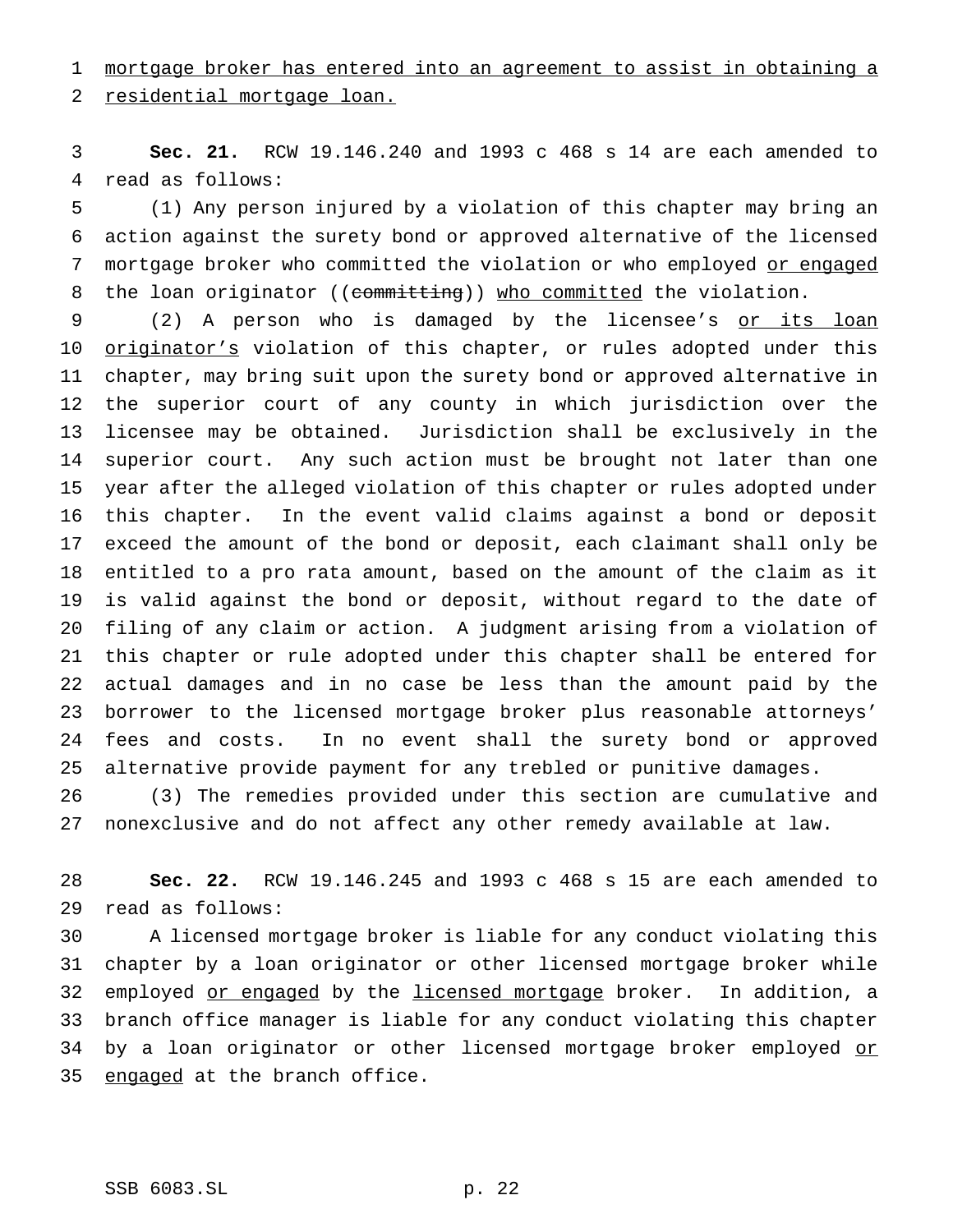mortgage broker has entered into an agreement to assist in obtaining a residential mortgage loan.

**Sec. 21.** RCW 19.146.240 and 1993 c 468 s 14 are each amended to read as follows:

(1) Any person injured by a violation of this chapter may bring an action against the surety bond or approved alternative of the licensed mortgage broker who committed the violation or who employed or engaged the loan originator ((~~committing~~)) who committed the violation.

(2) A person who is damaged by the licensee's or its loan originator's violation of this chapter, or rules adopted under this chapter, may bring suit upon the surety bond or approved alternative in the superior court of any county in which jurisdiction over the licensee may be obtained. Jurisdiction shall be exclusively in the superior court. Any such action must be brought not later than one year after the alleged violation of this chapter or rules adopted under this chapter. In the event valid claims against a bond or deposit exceed the amount of the bond or deposit, each claimant shall only be entitled to a pro rata amount, based on the amount of the claim as it is valid against the bond or deposit, without regard to the date of filing of any claim or action. A judgment arising from a violation of this chapter or rule adopted under this chapter shall be entered for actual damages and in no case be less than the amount paid by the borrower to the licensed mortgage broker plus reasonable attorneys' fees and costs. In no event shall the surety bond or approved alternative provide payment for any trebled or punitive damages.

(3) The remedies provided under this section are cumulative and nonexclusive and do not affect any other remedy available at law.

**Sec. 22.** RCW 19.146.245 and 1993 c 468 s 15 are each amended to read as follows:

A licensed mortgage broker is liable for any conduct violating this chapter by a loan originator or other licensed mortgage broker while employed or engaged by the licensed mortgage broker. In addition, a branch office manager is liable for any conduct violating this chapter by a loan originator or other licensed mortgage broker employed or engaged at the branch office.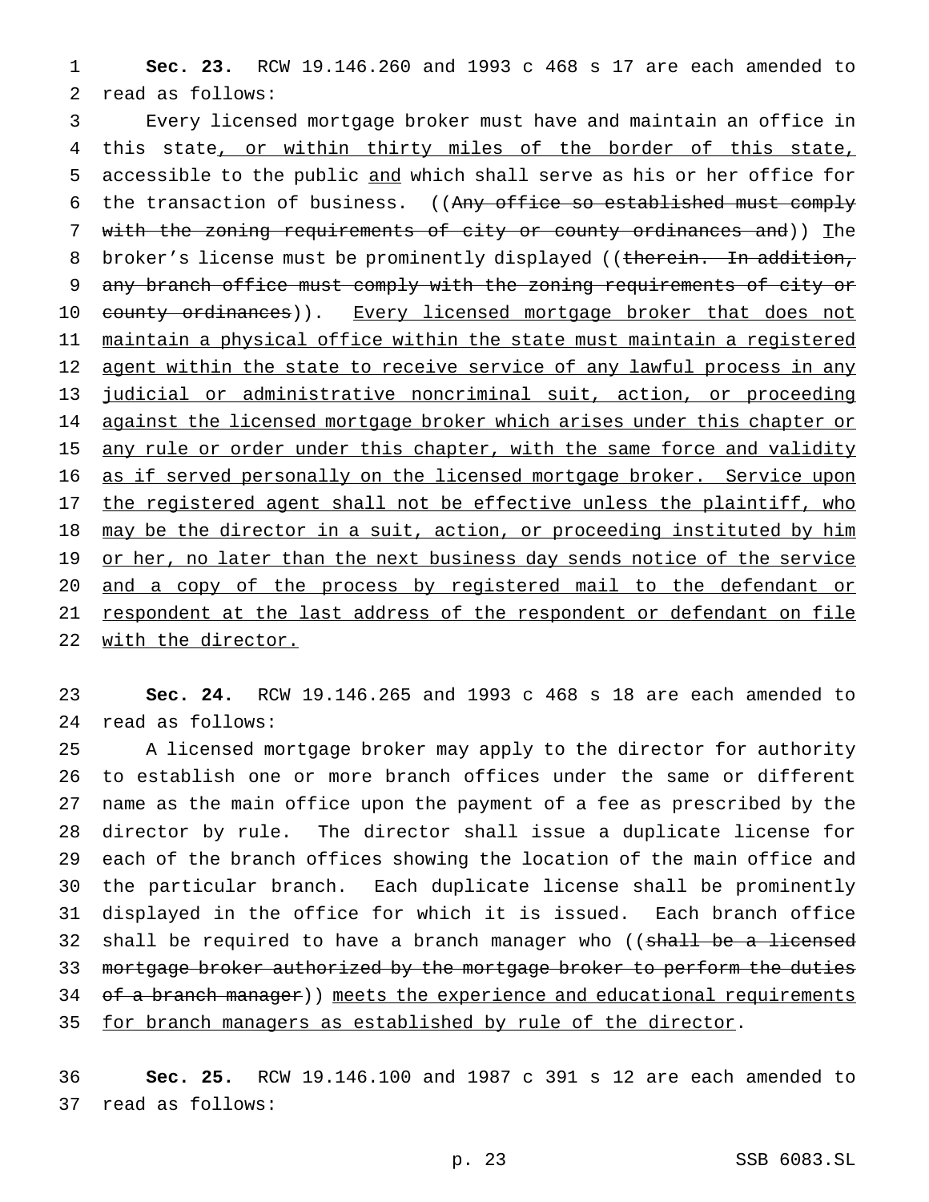**Sec. 23.** RCW 19.146.260 and 1993 c 468 s 17 are each amended to read as follows:

Every licensed mortgage broker must have and maintain an office in this state, or within thirty miles of the border of this state, accessible to the public and which shall serve as his or her office for the transaction of business. ((~~Any office so established must comply with the zoning requirements of city or county ordinances and~~)) The broker's license must be prominently displayed ((~~therein. In addition, any branch office must comply with the zoning requirements of city or county ordinances~~)). Every licensed mortgage broker that does not maintain a physical office within the state must maintain a registered agent within the state to receive service of any lawful process in any judicial or administrative noncriminal suit, action, or proceeding against the licensed mortgage broker which arises under this chapter or any rule or order under this chapter, with the same force and validity as if served personally on the licensed mortgage broker. Service upon the registered agent shall not be effective unless the plaintiff, who may be the director in a suit, action, or proceeding instituted by him or her, no later than the next business day sends notice of the service and a copy of the process by registered mail to the defendant or respondent at the last address of the respondent or defendant on file with the director.

**Sec. 24.** RCW 19.146.265 and 1993 c 468 s 18 are each amended to read as follows:

A licensed mortgage broker may apply to the director for authority to establish one or more branch offices under the same or different name as the main office upon the payment of a fee as prescribed by the director by rule. The director shall issue a duplicate license for each of the branch offices showing the location of the main office and the particular branch. Each duplicate license shall be prominently displayed in the office for which it is issued. Each branch office shall be required to have a branch manager who ((~~shall be a licensed mortgage broker authorized by the mortgage broker to perform the duties of a branch manager~~)) meets the experience and educational requirements for branch managers as established by rule of the director.

**Sec. 25.** RCW 19.146.100 and 1987 c 391 s 12 are each amended to read as follows: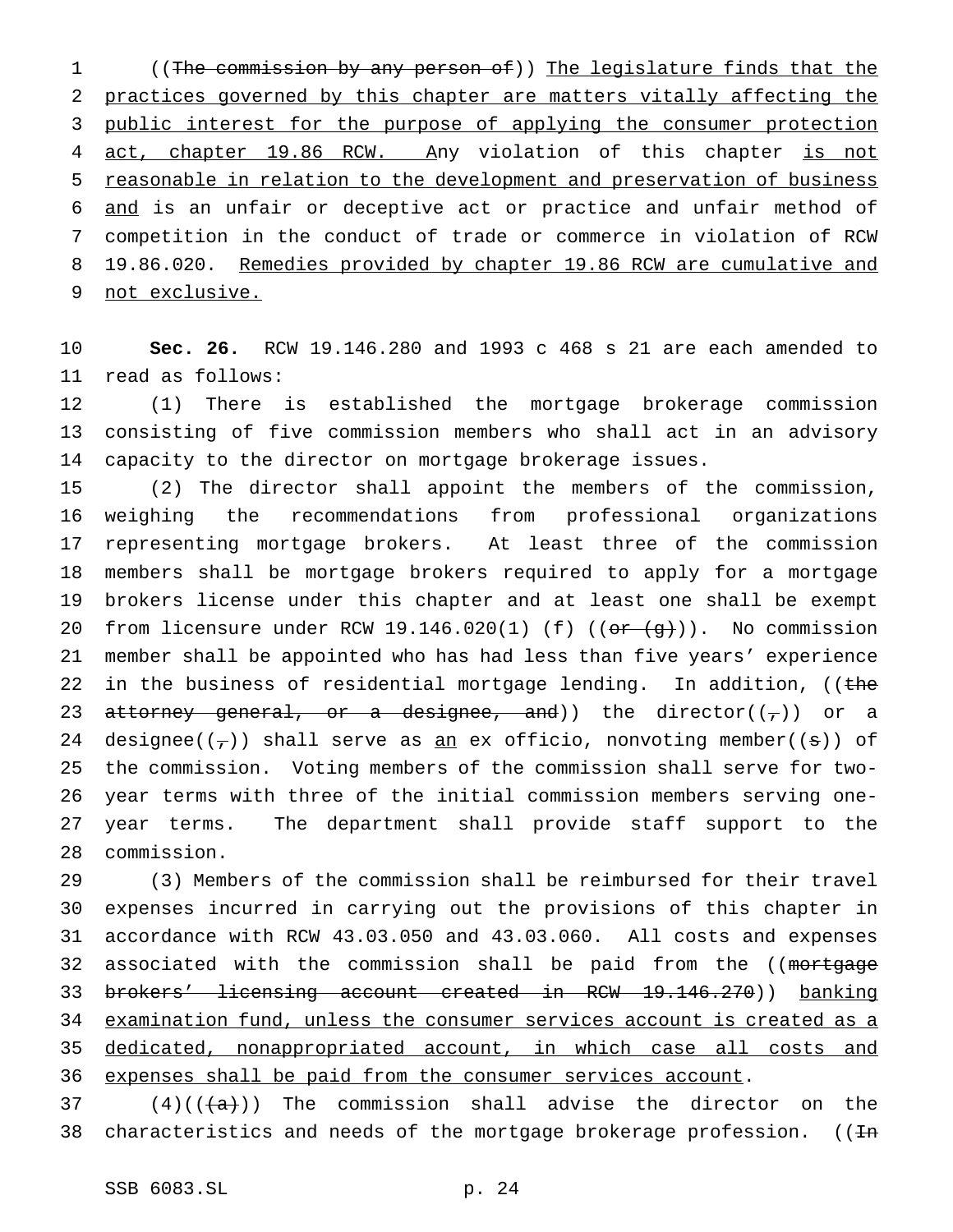((The commission by any person of)) The legislature finds that the practices governed by this chapter are matters vitally affecting the public interest for the purpose of applying the consumer protection act, chapter 19.86 RCW. Any violation of this chapter is not reasonable in relation to the development and preservation of business and is an unfair or deceptive act or practice and unfair method of competition in the conduct of trade or commerce in violation of RCW 19.86.020. Remedies provided by chapter 19.86 RCW are cumulative and not exclusive.

**Sec. 26.** RCW 19.146.280 and 1993 c 468 s 21 are each amended to read as follows:

(1) There is established the mortgage brokerage commission consisting of five commission members who shall act in an advisory capacity to the director on mortgage brokerage issues.

(2) The director shall appoint the members of the commission, weighing the recommendations from professional organizations representing mortgage brokers. At least three of the commission members shall be mortgage brokers required to apply for a mortgage brokers license under this chapter and at least one shall be exempt from licensure under RCW 19.146.020(1) (f) ((or (g))). No commission member shall be appointed who has had less than five years' experience in the business of residential mortgage lending. In addition, ((the attorney general, or a designee, and)) the director((,)) or a designee((,)) shall serve as an ex officio, nonvoting member((s)) of the commission. Voting members of the commission shall serve for two-year terms with three of the initial commission members serving one-year terms. The department shall provide staff support to the commission.

(3) Members of the commission shall be reimbursed for their travel expenses incurred in carrying out the provisions of this chapter in accordance with RCW 43.03.050 and 43.03.060. All costs and expenses associated with the commission shall be paid from the ((mortgage brokers' licensing account created in RCW 19.146.270)) banking examination fund, unless the consumer services account is created as a dedicated, nonappropriated account, in which case all costs and expenses shall be paid from the consumer services account.

(4)(((a))) The commission shall advise the director on the characteristics and needs of the mortgage brokerage profession. ((In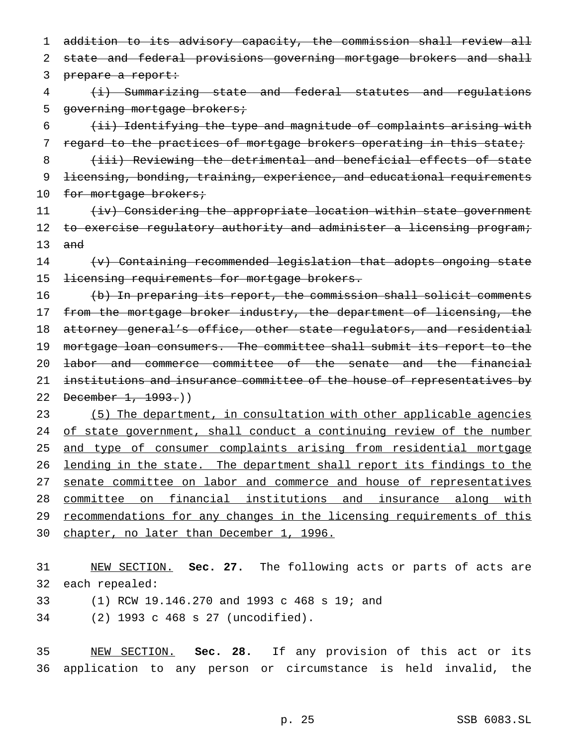~~addition to its advisory capacity, the commission shall review all state and federal provisions governing mortgage brokers and shall prepare a report:~~

~~(i) Summarizing state and federal statutes and regulations governing mortgage brokers;~~

~~(ii) Identifying the type and magnitude of complaints arising with regard to the practices of mortgage brokers operating in this state;~~

~~(iii) Reviewing the detrimental and beneficial effects of state licensing, bonding, training, experience, and educational requirements for mortgage brokers;~~

~~(iv) Considering the appropriate location within state government to exercise regulatory authority and administer a licensing program; and~~

~~(v) Containing recommended legislation that adopts ongoing state licensing requirements for mortgage brokers.~~

~~(b) In preparing its report, the commission shall solicit comments from the mortgage broker industry, the department of licensing, the attorney general's office, other state regulators, and residential mortgage loan consumers. The committee shall submit its report to the labor and commerce committee of the senate and the financial institutions and insurance committee of the house of representatives by December 1, 1993.~~))

<u>(5) The department, in consultation with other applicable agencies of state government, shall conduct a continuing review of the number and type of consumer complaints arising from residential mortgage lending in the state. The department shall report its findings to the senate committee on labor and commerce and house of representatives committee on financial institutions and insurance along with recommendations for any changes in the licensing requirements of this chapter, no later than December 1, 1996.</u>

<u>NEW SECTION.</u> **Sec. 27.** The following acts or parts of acts are each repealed:

(1) RCW 19.146.270 and 1993 c 468 s 19; and

(2) 1993 c 468 s 27 (uncodified).

<u>NEW SECTION.</u> **Sec. 28.** If any provision of this act or its application to any person or circumstance is held invalid, the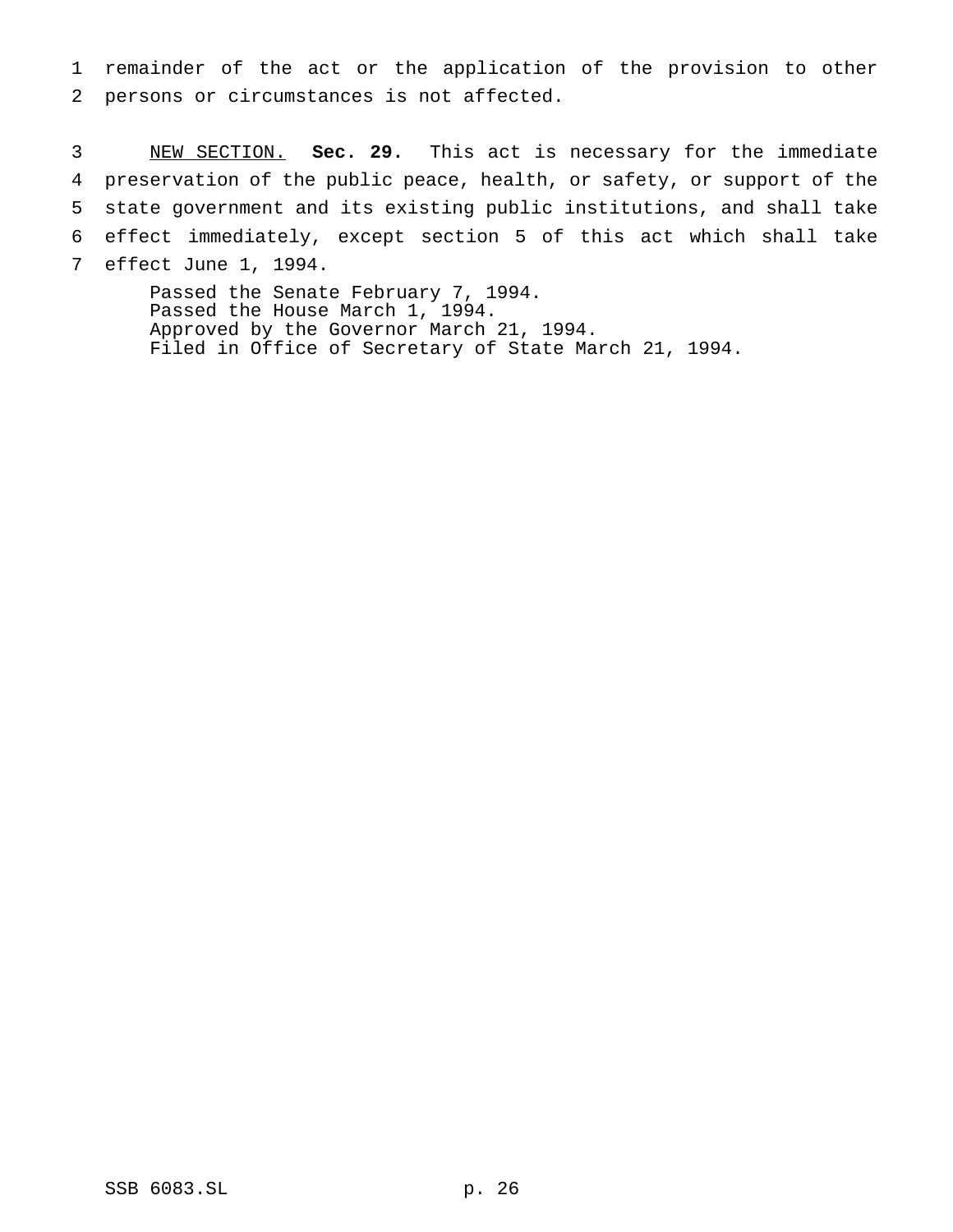remainder of the act or the application of the provision to other persons or circumstances is not affected.

NEW SECTION. **Sec. 29.** This act is necessary for the immediate preservation of the public peace, health, or safety, or support of the state government and its existing public institutions, and shall take effect immediately, except section 5 of this act which shall take effect June 1, 1994.

Passed the Senate February 7, 1994.
Passed the House March 1, 1994.
Approved by the Governor March 21, 1994.
Filed in Office of Secretary of State March 21, 1994.